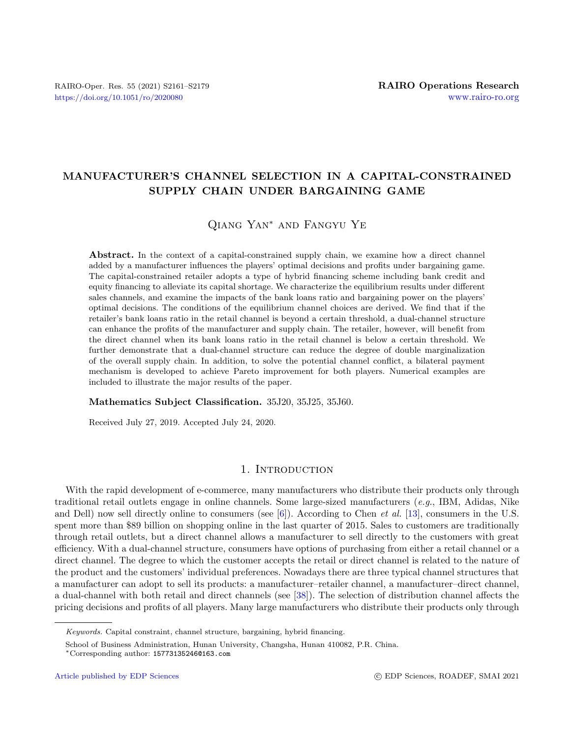# MANUFACTURER'S CHANNEL SELECTION IN A CAPITAL-CONSTRAINED SUPPLY CHAIN UNDER BARGAINING GAME

Qiang Yan* and Fangyu Ye

**Abstract.** In the context of a capital-constrained supply chain, we examine how a direct channel added by a manufacturer influences the players' optimal decisions and profits under bargaining game. The capital-constrained retailer adopts a type of hybrid financing scheme including bank credit and equity financing to alleviate its capital shortage. We characterize the equilibrium results under different sales channels, and examine the impacts of the bank loans ratio and bargaining power on the players' optimal decisions. The conditions of the equilibrium channel choices are derived. We find that if the retailer's bank loans ratio in the retail channel is beyond a certain threshold, a dual-channel structure can enhance the profits of the manufacturer and supply chain. The retailer, however, will benefit from the direct channel when its bank loans ratio in the retail channel is below a certain threshold. We further demonstrate that a dual-channel structure can reduce the degree of double marginalization of the overall supply chain. In addition, to solve the potential channel conflict, a bilateral payment mechanism is developed to achieve Pareto improvement for both players. Numerical examples are included to illustrate the major results of the paper.

**Mathematics Subject Classification.** 35J20, 35J25, 35J60.

Received July 27, 2019. Accepted July 24, 2020.

## 1. Introduction

With the rapid development of e-commerce, many manufacturers who distribute their products only through traditional retail outlets engage in online channels. Some large-sized manufacturers (*e.g.*, IBM, Adidas, Nike and Dell) now sell directly online to consumers (see [6]). According to Chen *et al.* [13], consumers in the U.S. spent more than $89 billion on shopping online in the last quarter of 2015. Sales to customers are traditionally through retail outlets, but a direct channel allows a manufacturer to sell directly to the customers with great efficiency. With a dual-channel structure, consumers have options of purchasing from either a retail channel or a direct channel. The degree to which the customer accepts the retail or direct channel is related to the nature of the product and the customers' individual preferences. Nowadays there are three typical channel structures that a manufacturer can adopt to sell its products: a manufacturer–retailer channel, a manufacturer–direct channel, a dual-channel with both retail and direct channels (see [38]). The selection of distribution channel affects the pricing decisions and profits of all players. Many large manufacturers who distribute their products only through

*Keywords.* Capital constraint, channel structure, bargaining, hybrid financing.

School of Business Administration, Hunan University, Changsha, Hunan 410082, P.R. China.

*Corresponding author: 15773135246@163.com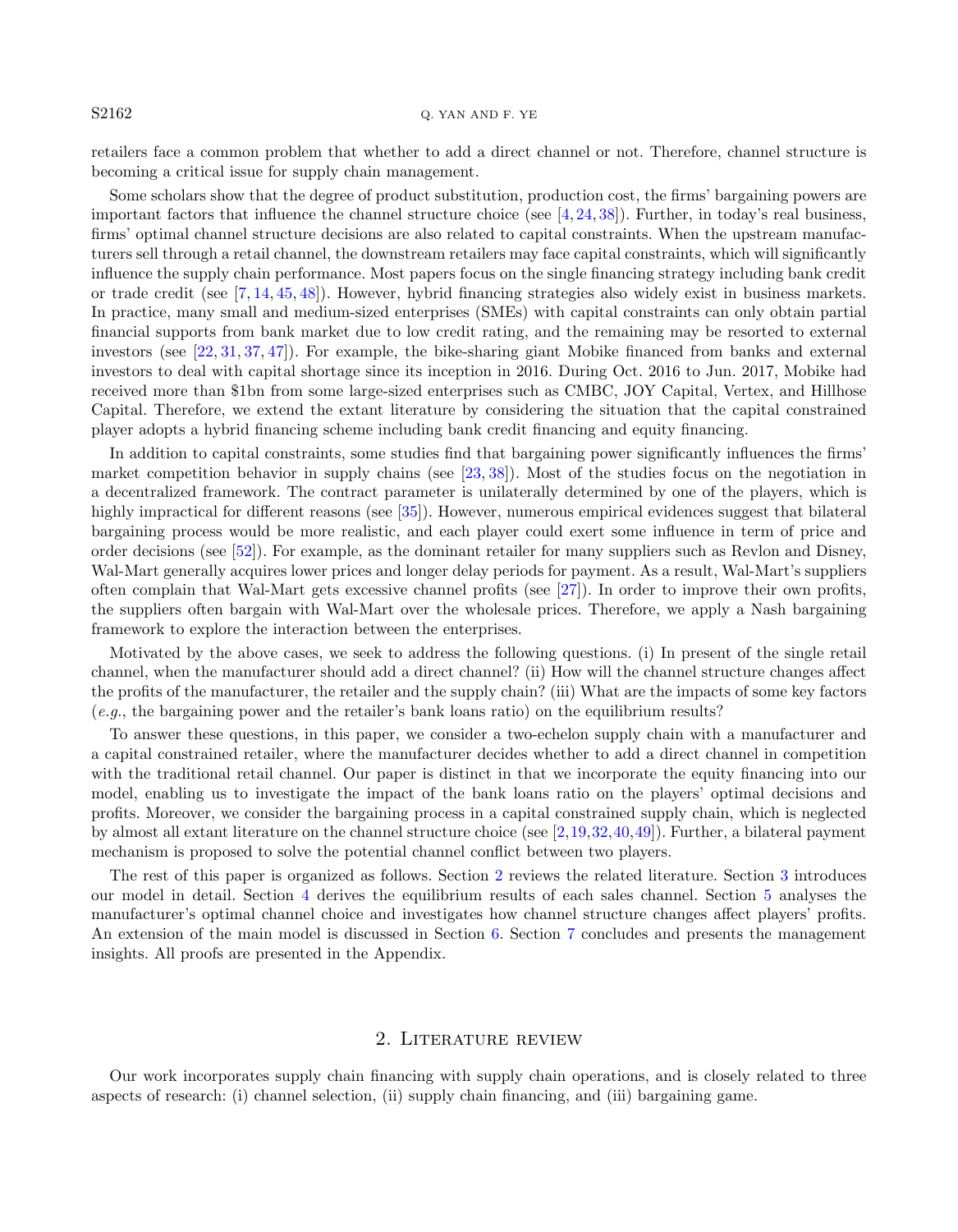retailers face a common problem that whether to add a direct channel or not. Therefore, channel structure is becoming a critical issue for supply chain management.

Some scholars show that the degree of product substitution, production cost, the firms' bargaining powers are important factors that influence the channel structure choice (see [4, 24, 38]). Further, in today's real business, firms' optimal channel structure decisions are also related to capital constraints. When the upstream manufacturers sell through a retail channel, the downstream retailers may face capital constraints, which will significantly influence the supply chain performance. Most papers focus on the single financing strategy including bank credit or trade credit (see [7, 14, 45, 48]). However, hybrid financing strategies also widely exist in business markets. In practice, many small and medium-sized enterprises (SMEs) with capital constraints can only obtain partial financial supports from bank market due to low credit rating, and the remaining may be resorted to external investors (see [22, 31, 37, 47]). For example, the bike-sharing giant Mobike financed from banks and external investors to deal with capital shortage since its inception in 2016. During Oct. 2016 to Jun. 2017, Mobike had received more than $1bn from some large-sized enterprises such as CMBC, JOY Capital, Vertex, and Hillhose Capital. Therefore, we extend the extant literature by considering the situation that the capital constrained player adopts a hybrid financing scheme including bank credit financing and equity financing.

In addition to capital constraints, some studies find that bargaining power significantly influences the firms' market competition behavior in supply chains (see [23, 38]). Most of the studies focus on the negotiation in a decentralized framework. The contract parameter is unilaterally determined by one of the players, which is highly impractical for different reasons (see [35]). However, numerous empirical evidences suggest that bilateral bargaining process would be more realistic, and each player could exert some influence in term of price and order decisions (see [52]). For example, as the dominant retailer for many suppliers such as Revlon and Disney, Wal-Mart generally acquires lower prices and longer delay periods for payment. As a result, Wal-Mart's suppliers often complain that Wal-Mart gets excessive channel profits (see [27]). In order to improve their own profits, the suppliers often bargain with Wal-Mart over the wholesale prices. Therefore, we apply a Nash bargaining framework to explore the interaction between the enterprises.

Motivated by the above cases, we seek to address the following questions. (i) In present of the single retail channel, when the manufacturer should add a direct channel? (ii) How will the channel structure changes affect the profits of the manufacturer, the retailer and the supply chain? (iii) What are the impacts of some key factors (*e.g.*, the bargaining power and the retailer's bank loans ratio) on the equilibrium results?

To answer these questions, in this paper, we consider a two-echelon supply chain with a manufacturer and a capital constrained retailer, where the manufacturer decides whether to add a direct channel in competition with the traditional retail channel. Our paper is distinct in that we incorporate the equity financing into our model, enabling us to investigate the impact of the bank loans ratio on the players' optimal decisions and profits. Moreover, we consider the bargaining process in a capital constrained supply chain, which is neglected by almost all extant literature on the channel structure choice (see [2,19,32,40,49]). Further, a bilateral payment mechanism is proposed to solve the potential channel conflict between two players.

The rest of this paper is organized as follows. Section 2 reviews the related literature. Section 3 introduces our model in detail. Section 4 derives the equilibrium results of each sales channel. Section 5 analyses the manufacturer's optimal channel choice and investigates how channel structure changes affect players' profits. An extension of the main model is discussed in Section 6. Section 7 concludes and presents the management insights. All proofs are presented in the Appendix.

## 2. Literature review

Our work incorporates supply chain financing with supply chain operations, and is closely related to three aspects of research: (i) channel selection, (ii) supply chain financing, and (iii) bargaining game.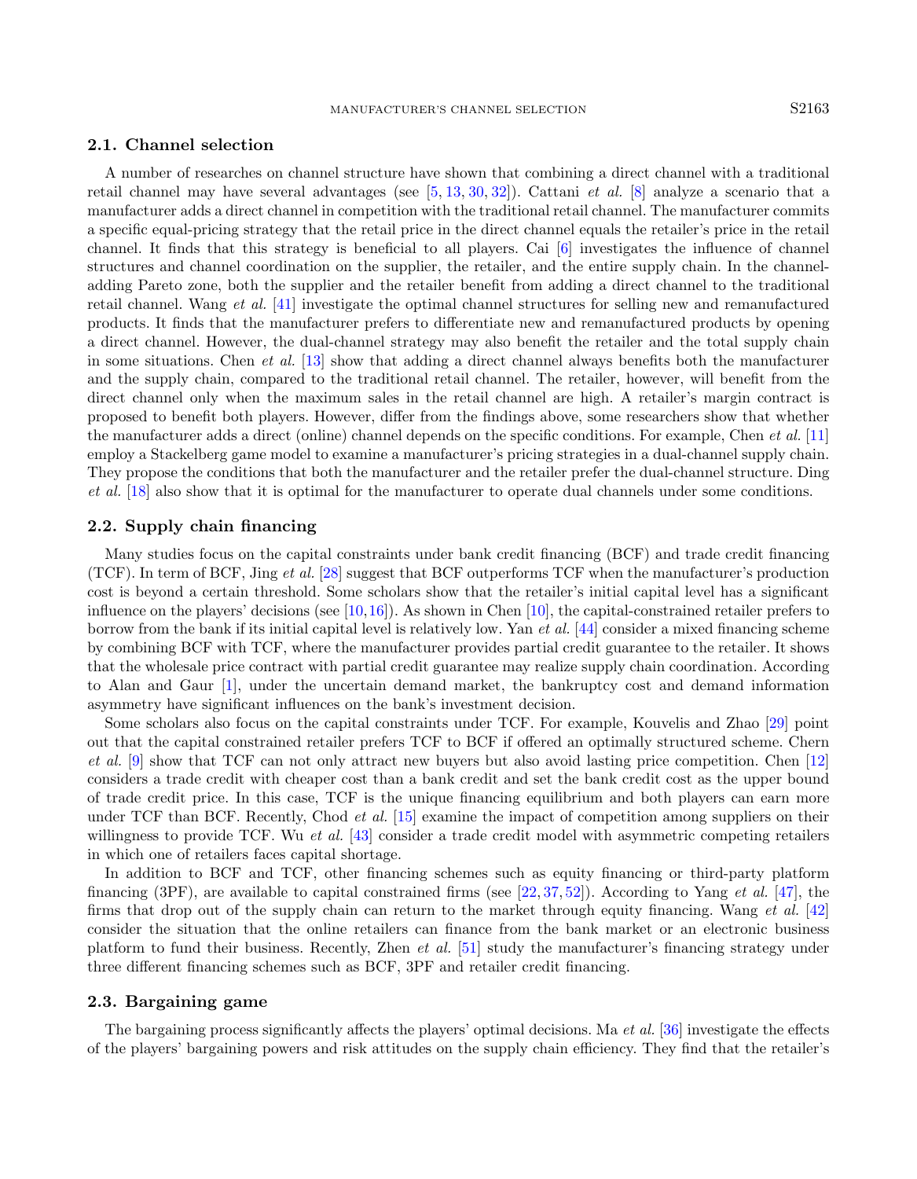### 2.1. Channel selection

A number of researches on channel structure have shown that combining a direct channel with a traditional retail channel may have several advantages (see [5, 13, 30, 32]). Cattani *et al.* [8] analyze a scenario that a manufacturer adds a direct channel in competition with the traditional retail channel. The manufacturer commits a specific equal-pricing strategy that the retail price in the direct channel equals the retailer's price in the retail channel. It finds that this strategy is beneficial to all players. Cai [6] investigates the influence of channel structures and channel coordination on the supplier, the retailer, and the entire supply chain. In the channel-adding Pareto zone, both the supplier and the retailer benefit from adding a direct channel to the traditional retail channel. Wang *et al.* [41] investigate the optimal channel structures for selling new and remanufactured products. It finds that the manufacturer prefers to differentiate new and remanufactured products by opening a direct channel. However, the dual-channel strategy may also benefit the retailer and the total supply chain in some situations. Chen *et al.* [13] show that adding a direct channel always benefits both the manufacturer and the supply chain, compared to the traditional retail channel. The retailer, however, will benefit from the direct channel only when the maximum sales in the retail channel are high. A retailer's margin contract is proposed to benefit both players. However, differ from the findings above, some researchers show that whether the manufacturer adds a direct (online) channel depends on the specific conditions. For example, Chen *et al.* [11] employ a Stackelberg game model to examine a manufacturer's pricing strategies in a dual-channel supply chain. They propose the conditions that both the manufacturer and the retailer prefer the dual-channel structure. Ding *et al.* [18] also show that it is optimal for the manufacturer to operate dual channels under some conditions.

### 2.2. Supply chain financing

Many studies focus on the capital constraints under bank credit financing (BCF) and trade credit financing (TCF). In term of BCF, Jing *et al.* [28] suggest that BCF outperforms TCF when the manufacturer's production cost is beyond a certain threshold. Some scholars show that the retailer's initial capital level has a significant influence on the players' decisions (see [10,16]). As shown in Chen [10], the capital-constrained retailer prefers to borrow from the bank if its initial capital level is relatively low. Yan *et al.* [44] consider a mixed financing scheme by combining BCF with TCF, where the manufacturer provides partial credit guarantee to the retailer. It shows that the wholesale price contract with partial credit guarantee may realize supply chain coordination. According to Alan and Gaur [1], under the uncertain demand market, the bankruptcy cost and demand information asymmetry have significant influences on the bank's investment decision.

Some scholars also focus on the capital constraints under TCF. For example, Kouvelis and Zhao [29] point out that the capital constrained retailer prefers TCF to BCF if offered an optimally structured scheme. Chern *et al.* [9] show that TCF can not only attract new buyers but also avoid lasting price competition. Chen [12] considers a trade credit with cheaper cost than a bank credit and set the bank credit cost as the upper bound of trade credit price. In this case, TCF is the unique financing equilibrium and both players can earn more under TCF than BCF. Recently, Chod *et al.* [15] examine the impact of competition among suppliers on their willingness to provide TCF. Wu *et al.* [43] consider a trade credit model with asymmetric competing retailers in which one of retailers faces capital shortage.

In addition to BCF and TCF, other financing schemes such as equity financing or third-party platform financing (3PF), are available to capital constrained firms (see [22, 37, 52]). According to Yang *et al.* [47], the firms that drop out of the supply chain can return to the market through equity financing. Wang *et al.* [42] consider the situation that the online retailers can finance from the bank market or an electronic business platform to fund their business. Recently, Zhen *et al.* [51] study the manufacturer's financing strategy under three different financing schemes such as BCF, 3PF and retailer credit financing.

### 2.3. Bargaining game

The bargaining process significantly affects the players' optimal decisions. Ma *et al.* [36] investigate the effects of the players' bargaining powers and risk attitudes on the supply chain efficiency. They find that the retailer's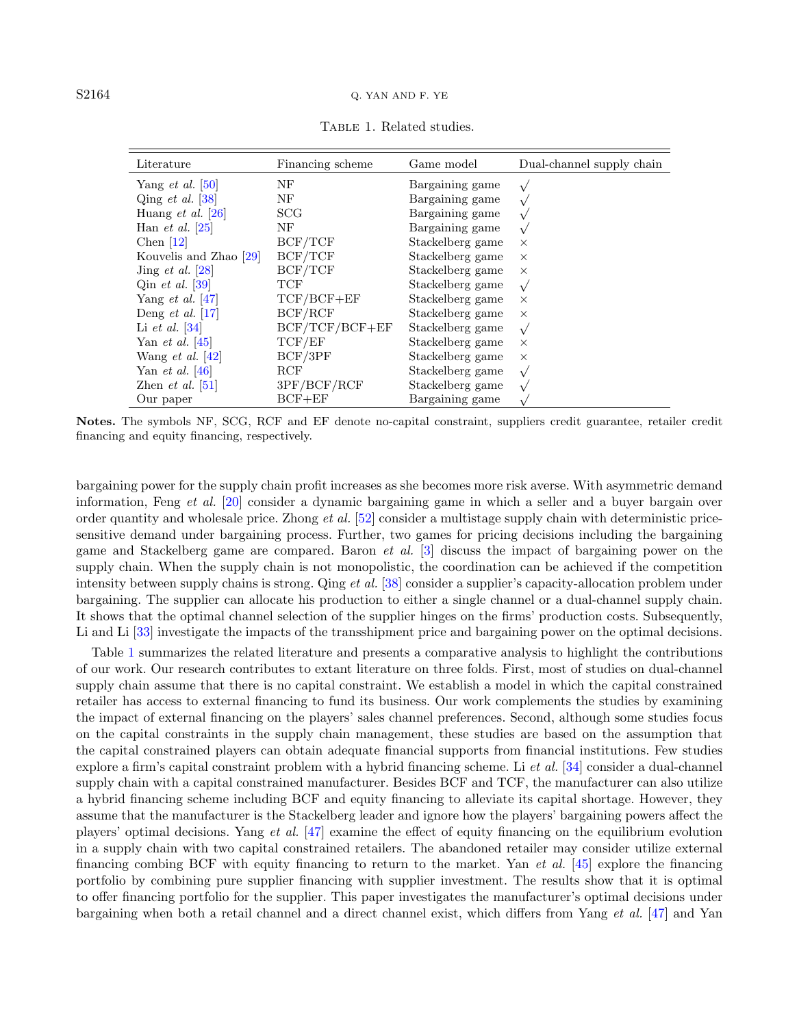Table 1. Related studies.

| Literature | Financing scheme | Game model | Dual-channel supply chain |
|---|---|---|---|
| Yang *et al.* [50] | NF | Bargaining game | √ |
| Qing *et al.* [38] | NF | Bargaining game | √ |
| Huang *et al.* [26] | SCG | Bargaining game | √ |
| Han *et al.* [25] | NF | Bargaining game | √ |
| Chen [12] | BCF/TCF | Stackelberg game | × |
| Kouvelis and Zhao [29] | BCF/TCF | Stackelberg game | × |
| Jing *et al.* [28] | BCF/TCF | Stackelberg game | × |
| Qin *et al.* [39] | TCF | Stackelberg game | √ |
| Yang *et al.* [47] | TCF/BCF+EF | Stackelberg game | × |
| Deng *et al.* [17] | BCF/RCF | Stackelberg game | × |
| Li *et al.* [34] | BCF/TCF/BCF+EF | Stackelberg game | √ |
| Yan *et al.* [45] | TCF/EF | Stackelberg game | × |
| Wang *et al.* [42] | BCF/3PF | Stackelberg game | × |
| Yan *et al.* [46] | RCF | Stackelberg game | √ |
| Zhen *et al.* [51] | 3PF/BCF/RCF | Stackelberg game | √ |
| Our paper | BCF+EF | Bargaining game | √ |

**Notes.** The symbols NF, SCG, RCF and EF denote no-capital constraint, suppliers credit guarantee, retailer credit financing and equity financing, respectively.

bargaining power for the supply chain profit increases as she becomes more risk averse. With asymmetric demand information, Feng *et al.* [20] consider a dynamic bargaining game in which a seller and a buyer bargain over order quantity and wholesale price. Zhong *et al.* [52] consider a multistage supply chain with deterministic price-sensitive demand under bargaining process. Further, two games for pricing decisions including the bargaining game and Stackelberg game are compared. Baron *et al.* [3] discuss the impact of bargaining power on the supply chain. When the supply chain is not monopolistic, the coordination can be achieved if the competition intensity between supply chains is strong. Qing *et al.* [38] consider a supplier's capacity-allocation problem under bargaining. The supplier can allocate his production to either a single channel or a dual-channel supply chain. It shows that the optimal channel selection of the supplier hinges on the firms' production costs. Subsequently, Li and Li [33] investigate the impacts of the transshipment price and bargaining power on the optimal decisions.

Table 1 summarizes the related literature and presents a comparative analysis to highlight the contributions of our work. Our research contributes to extant literature on three folds. First, most of studies on dual-channel supply chain assume that there is no capital constraint. We establish a model in which the capital constrained retailer has access to external financing to fund its business. Our work complements the studies by examining the impact of external financing on the players' sales channel preferences. Second, although some studies focus on the capital constraints in the supply chain management, these studies are based on the assumption that the capital constrained players can obtain adequate financial supports from financial institutions. Few studies explore a firm's capital constraint problem with a hybrid financing scheme. Li *et al.* [34] consider a dual-channel supply chain with a capital constrained manufacturer. Besides BCF and TCF, the manufacturer can also utilize a hybrid financing scheme including BCF and equity financing to alleviate its capital shortage. However, they assume that the manufacturer is the Stackelberg leader and ignore how the players' bargaining powers affect the players' optimal decisions. Yang *et al.* [47] examine the effect of equity financing on the equilibrium evolution in a supply chain with two capital constrained retailers. The abandoned retailer may consider utilize external financing combing BCF with equity financing to return to the market. Yan *et al.* [45] explore the financing portfolio by combining pure supplier financing with supplier investment. The results show that it is optimal to offer financing portfolio for the supplier. This paper investigates the manufacturer's optimal decisions under bargaining when both a retail channel and a direct channel exist, which differs from Yang *et al.* [47] and Yan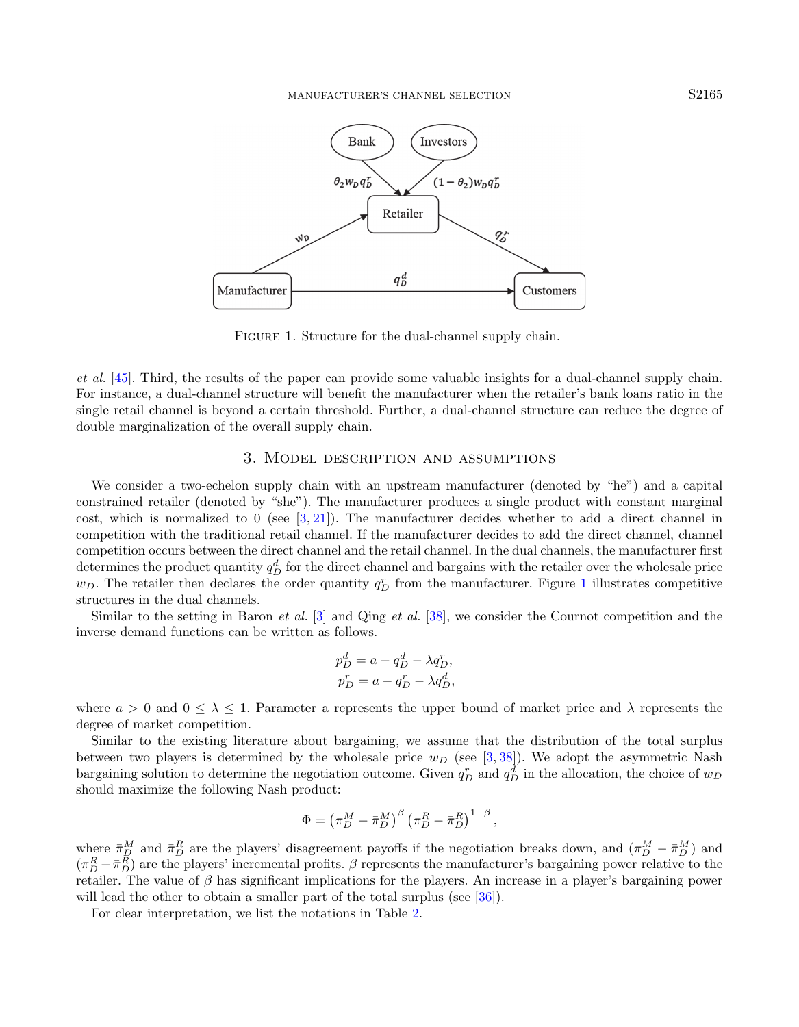FIGURE 1. Structure for the dual-channel supply chain.

*et al.* [45]. Third, the results of the paper can provide some valuable insights for a dual-channel supply chain. For instance, a dual-channel structure will benefit the manufacturer when the retailer's bank loans ratio in the single retail channel is beyond a certain threshold. Further, a dual-channel structure can reduce the degree of double marginalization of the overall supply chain.

## 3. Model description and assumptions

We consider a two-echelon supply chain with an upstream manufacturer (denoted by "he") and a capital constrained retailer (denoted by "she"). The manufacturer produces a single product with constant marginal cost, which is normalized to 0 (see [3, 21]). The manufacturer decides whether to add a direct channel in competition with the traditional retail channel. If the manufacturer decides to add the direct channel, channel competition occurs between the direct channel and the retail channel. In the dual channels, the manufacturer first determines the product quantity $q_D^d$ for the direct channel and bargains with the retailer over the wholesale price $w_D$. The retailer then declares the order quantity $q_D^r$ from the manufacturer. Figure 1 illustrates competitive structures in the dual channels.

Similar to the setting in Baron *et al.* [3] and Qing *et al.* [38], we consider the Cournot competition and the inverse demand functions can be written as follows.

$$
\begin{aligned}
p_D^d &= a - q_D^d - \lambda q_D^r, \\
p_D^r &= a - q_D^r - \lambda q_D^d,
\end{aligned}
$$

where $a > 0$ and $0 \leq \lambda \leq 1$. Parameter $a$ represents the upper bound of market price and $\lambda$ represents the degree of market competition.

Similar to the existing literature about bargaining, we assume that the distribution of the total surplus between two players is determined by the wholesale price $w_D$ (see [3, 38]). We adopt the asymmetric Nash bargaining solution to determine the negotiation outcome. Given $q_D^r$ and $q_D^d$ in the allocation, the choice of $w_D$ should maximize the following Nash product:

$$
\Phi = \left(\pi_D^M - \bar{\pi}_D^M\right)^{\beta} \left(\pi_D^R - \bar{\pi}_D^R\right)^{1-\beta},
$$

where $\bar{\pi}_D^M$ and $\bar{\pi}_D^R$ are the players' disagreement payoffs if the negotiation breaks down, and $(\pi_D^M - \bar{\pi}_D^M)$ and $(\pi_D^R - \bar{\pi}_D^R)$ are the players' incremental profits. $\beta$ represents the manufacturer's bargaining power relative to the retailer. The value of $\beta$ has significant implications for the players. An increase in a player's bargaining power will lead the other to obtain a smaller part of the total surplus (see [36]).

For clear interpretation, we list the notations in Table 2.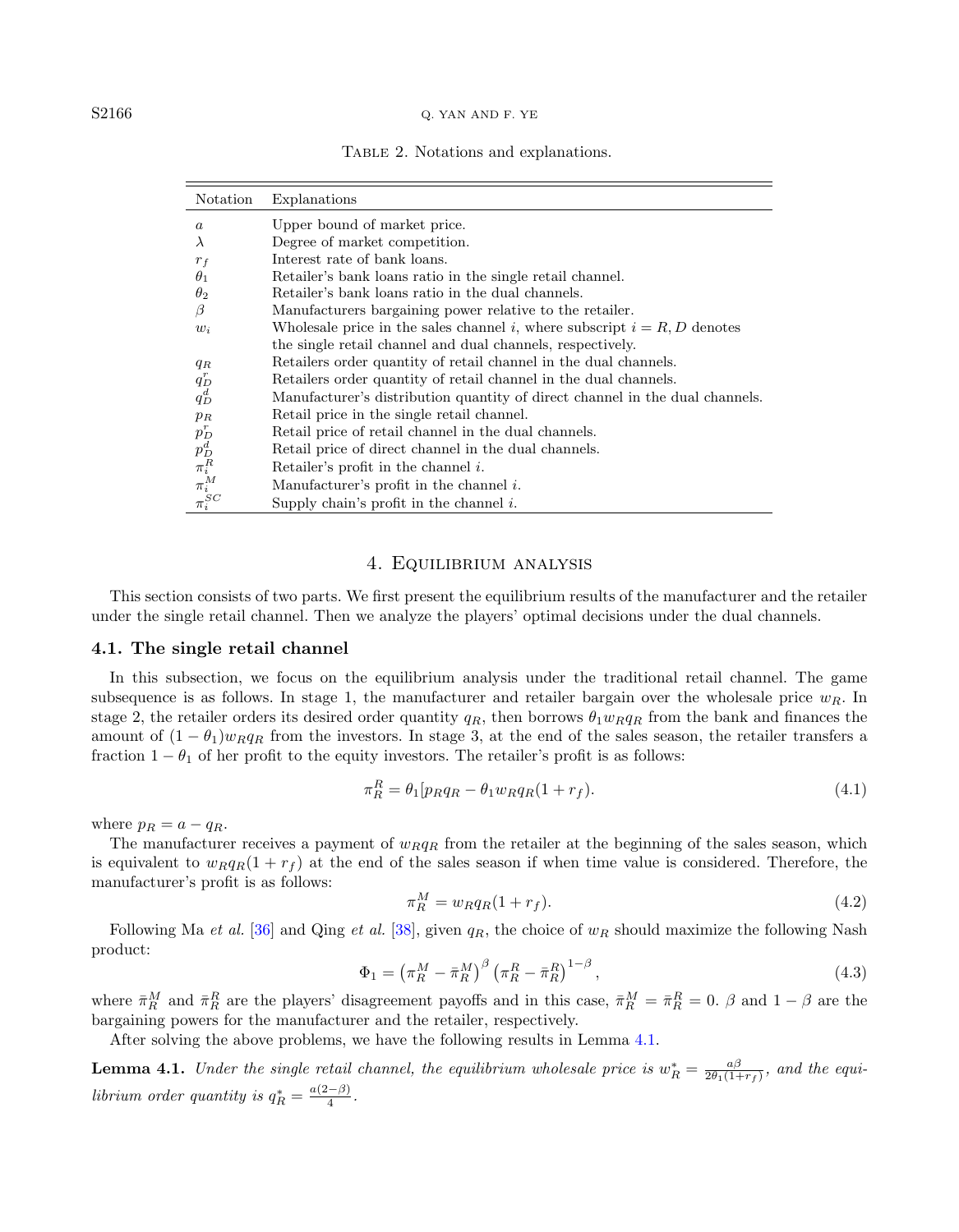Table 2. Notations and explanations.

| Notation | Explanations |
|---|---|
| $a$ | Upper bound of market price. |
| $\lambda$ | Degree of market competition. |
| $r_f$ | Interest rate of bank loans. |
| $\theta_1$ | Retailer's bank loans ratio in the single retail channel. |
| $\theta_2$ | Retailer's bank loans ratio in the dual channels. |
| $\beta$ | Manufacturers bargaining power relative to the retailer. |
| $w_i$ | Wholesale price in the sales channel $i$, where subscript $i = R, D$ denotes the single retail channel and dual channels, respectively. |
| $q_R$ | Retailers order quantity of retail channel in the dual channels. |
| $q_D^r$ | Retailers order quantity of retail channel in the dual channels. |
| $q_D^d$ | Manufacturer's distribution quantity of direct channel in the dual channels. |
| $p_R$ | Retail price in the single retail channel. |
| $p_D^r$ | Retail price of retail channel in the dual channels. |
| $p_D^d$ | Retail price of direct channel in the dual channels. |
| $\pi_i^R$ | Retailer's profit in the channel $i$. |
| $\pi_i^M$ | Manufacturer's profit in the channel $i$. |
| $\pi_i^{SC}$ | Supply chain's profit in the channel $i$. |

## 4. Equilibrium analysis

This section consists of two parts. We first present the equilibrium results of the manufacturer and the retailer under the single retail channel. Then we analyze the players' optimal decisions under the dual channels.

### 4.1. The single retail channel

In this subsection, we focus on the equilibrium analysis under the traditional retail channel. The game subsequence is as follows. In stage 1, the manufacturer and retailer bargain over the wholesale price $w_R$. In stage 2, the retailer orders its desired order quantity $q_R$, then borrows $\theta_1 w_R q_R$ from the bank and finances the amount of $(1-\theta_1)w_R q_R$ from the investors. In stage 3, at the end of the sales season, the retailer transfers a fraction $1-\theta_1$ of her profit to the equity investors. The retailer's profit is as follows:

$$\pi_R^R = \theta_1[p_R q_R - \theta_1 w_R q_R(1+r_f). \tag{4.1}$$

where $p_R = a - q_R$.

The manufacturer receives a payment of $w_R q_R$ from the retailer at the beginning of the sales season, which is equivalent to $w_R q_R(1+r_f)$ at the end of the sales season if when time value is considered. Therefore, the manufacturer's profit is as follows:

$$\pi_R^M = w_R q_R(1+r_f). \tag{4.2}$$

Following Ma *et al.* [36] and Qing *et al.* [38], given $q_R$, the choice of $w_R$ should maximize the following Nash product:

$$\Phi_1 = \left(\pi_R^M - \bar{\pi}_R^M\right)^\beta \left(\pi_R^R - \bar{\pi}_R^R\right)^{1-\beta}, \tag{4.3}$$

where $\bar{\pi}_R^M$ and $\bar{\pi}_R^R$ are the players' disagreement payoffs and in this case, $\bar{\pi}_R^M = \bar{\pi}_R^R = 0$. $\beta$ and $1-\beta$ are the bargaining powers for the manufacturer and the retailer, respectively.

After solving the above problems, we have the following results in Lemma 4.1.

**Lemma 4.1.** *Under the single retail channel, the equilibrium wholesale price is* $w_R^* = \frac{a\beta}{2\theta_1(1+r_f)}$*, and the equilibrium order quantity is* $q_R^* = \frac{a(2-\beta)}{4}$.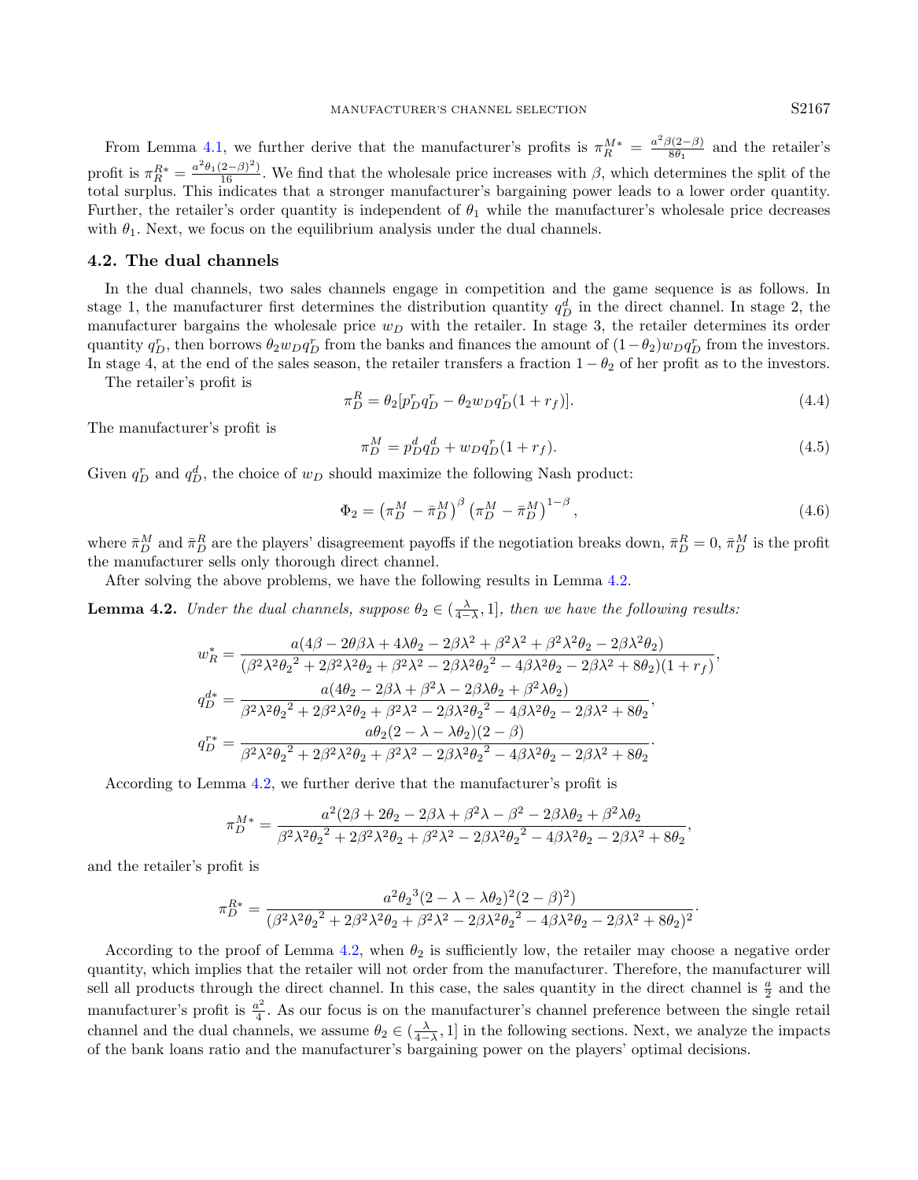From Lemma 4.1, we further derive that the manufacturer's profits is $\pi_R^{M*} = \frac{a^2\beta(2-\beta)}{8\theta_1}$ and the retailer's profit is $\pi_R^{R*} = \frac{a^2\theta_1(2-\beta)^2)}{16}$. We find that the wholesale price increases with $\beta$, which determines the split of the total surplus. This indicates that a stronger manufacturer's bargaining power leads to a lower order quantity. Further, the retailer's order quantity is independent of $\theta_1$ while the manufacturer's wholesale price decreases with $\theta_1$. Next, we focus on the equilibrium analysis under the dual channels.

### 4.2. The dual channels

In the dual channels, two sales channels engage in competition and the game sequence is as follows. In stage 1, the manufacturer first determines the distribution quantity $q_D^d$ in the direct channel. In stage 2, the manufacturer bargains the wholesale price $w_D$ with the retailer. In stage 3, the retailer determines its order quantity $q_D^r$, then borrows $\theta_2 w_D q_D^r$ from the banks and finances the amount of $(1-\theta_2)w_D q_D^r$ from the investors. In stage 4, at the end of the sales season, the retailer transfers a fraction $1-\theta_2$ of her profit as to the investors.

The retailer's profit is

$$\pi_D^R = \theta_2[p_D^r q_D^r - \theta_2 w_D q_D^r(1+r_f)]. \tag{4.4}$$

The manufacturer's profit is

$$\pi_D^M = p_D^d q_D^d + w_D q_D^r(1+r_f). \tag{4.5}$$

Given $q_D^r$ and $q_D^d$, the choice of $w_D$ should maximize the following Nash product:

$$\Phi_2 = \left(\pi_D^M - \bar{\pi}_D^M\right)^\beta \left(\pi_D^M - \bar{\pi}_D^M\right)^{1-\beta}, \tag{4.6}$$

where $\bar{\pi}_D^M$ and $\bar{\pi}_D^R$ are the players' disagreement payoffs if the negotiation breaks down, $\bar{\pi}_D^R = 0$, $\bar{\pi}_D^M$ is the profit the manufacturer sells only thorough direct channel.

After solving the above problems, we have the following results in Lemma 4.2.

**Lemma 4.2.** *Under the dual channels, suppose $\theta_2 \in (\frac{\lambda}{4-\lambda}, 1]$, then we have the following results:*

$$w_R^* = \frac{a(4\beta - 2\theta\beta\lambda + 4\lambda\theta_2 - 2\beta\lambda^2 + \beta^2\lambda^2 + \beta^2\lambda^2\theta_2 - 2\beta\lambda^2\theta_2)}{(\beta^2\lambda^2{\theta_2}^2 + 2\beta^2\lambda^2\theta_2 + \beta^2\lambda^2 - 2\beta\lambda^2{\theta_2}^2 - 4\beta\lambda^2\theta_2 - 2\beta\lambda^2 + 8\theta_2)(1+r_f)},$$

$$q_D^{d*} = \frac{a(4\theta_2 - 2\beta\lambda + \beta^2\lambda - 2\beta\lambda\theta_2 + \beta^2\lambda\theta_2)}{\beta^2\lambda^2{\theta_2}^2 + 2\beta^2\lambda^2\theta_2 + \beta^2\lambda^2 - 2\beta\lambda^2{\theta_2}^2 - 4\beta\lambda^2\theta_2 - 2\beta\lambda^2 + 8\theta_2},$$

$$q_D^{r*} = \frac{a\theta_2(2-\lambda-\lambda\theta_2)(2-\beta)}{\beta^2\lambda^2{\theta_2}^2 + 2\beta^2\lambda^2\theta_2 + \beta^2\lambda^2 - 2\beta\lambda^2{\theta_2}^2 - 4\beta\lambda^2\theta_2 - 2\beta\lambda^2 + 8\theta_2}.$$

According to Lemma 4.2, we further derive that the manufacturer's profit is

$$\pi_D^{M*} = \frac{a^2(2\beta + 2\theta_2 - 2\beta\lambda + \beta^2\lambda - \beta^2 - 2\beta\lambda\theta_2 + \beta^2\lambda\theta_2}{\beta^2\lambda^2{\theta_2}^2 + 2\beta^2\lambda^2\theta_2 + \beta^2\lambda^2 - 2\beta\lambda^2{\theta_2}^2 - 4\beta\lambda^2\theta_2 - 2\beta\lambda^2 + 8\theta_2},$$

and the retailer's profit is

$$\pi_D^{R*} = \frac{a^2{\theta_2}^3(2-\lambda-\lambda\theta_2)^2(2-\beta)^2)}{(\beta^2\lambda^2{\theta_2}^2 + 2\beta^2\lambda^2\theta_2 + \beta^2\lambda^2 - 2\beta\lambda^2{\theta_2}^2 - 4\beta\lambda^2\theta_2 - 2\beta\lambda^2 + 8\theta_2)^2}.$$

According to the proof of Lemma 4.2, when $\theta_2$ is sufficiently low, the retailer may choose a negative order quantity, which implies that the retailer will not order from the manufacturer. Therefore, the manufacturer will sell all products through the direct channel. In this case, the sales quantity in the direct channel is $\frac{a}{2}$ and the manufacturer's profit is $\frac{a^2}{4}$. As our focus is on the manufacturer's channel preference between the single retail channel and the dual channels, we assume $\theta_2 \in (\frac{\lambda}{4-\lambda}, 1]$ in the following sections. Next, we analyze the impacts of the bank loans ratio and the manufacturer's bargaining power on the players' optimal decisions.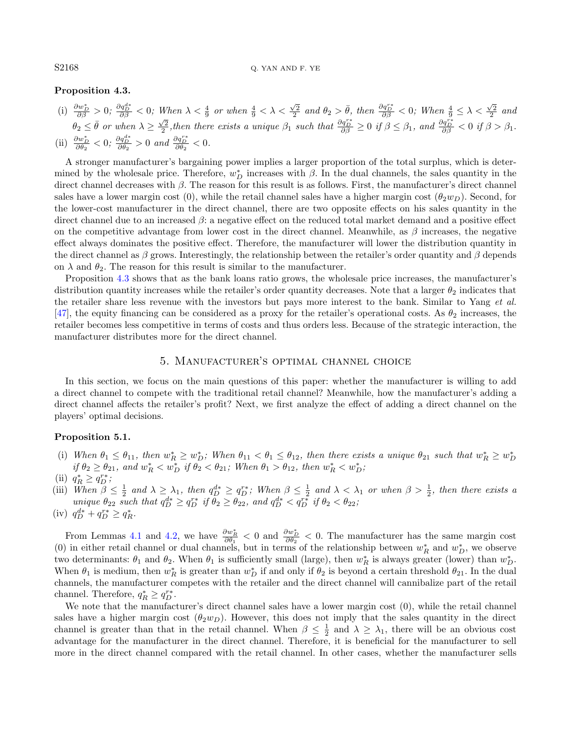**Proposition 4.3.**

(i) $\frac{\partial w_D^*}{\partial \beta} > 0$; $\frac{\partial q_D^{d*}}{\partial \beta} < 0$; *When* $\lambda < \frac{4}{9}$ *or when* $\frac{4}{9} < \lambda < \frac{\sqrt{2}}{2}$ *and* $\theta_2 > \bar{\theta}$, *then* $\frac{\partial q_D^{r*}}{\partial \beta} < 0$; *When* $\frac{4}{9} \leq \lambda < \frac{\sqrt{2}}{2}$ *and* $\theta_2 \leq \bar{\theta}$ *or when* $\lambda \geq \frac{\sqrt{2}}{2}$, *then there exists a unique* $\beta_1$ *such that* $\frac{\partial q_D^{r*}}{\partial \beta} \geq 0$ *if* $\beta \leq \beta_1$, *and* $\frac{\partial q_D^{r*}}{\partial \beta} < 0$ *if* $\beta > \beta_1$.

(ii) $\frac{\partial w_D^*}{\partial \theta_2} < 0$; $\frac{\partial q_D^{d*}}{\partial \theta_2} > 0$ *and* $\frac{\partial q_D^{r*}}{\partial \theta_2} < 0$.

A stronger manufacturer's bargaining power implies a larger proportion of the total surplus, which is determined by the wholesale price. Therefore, $w_D^*$ increases with $\beta$. In the dual channels, the sales quantity in the direct channel decreases with $\beta$. The reason for this result is as follows. First, the manufacturer's direct channel sales have a lower margin cost (0), while the retail channel sales have a higher margin cost ($\theta_2 w_D$). Second, for the lower-cost manufacturer in the direct channel, there are two opposite effects on his sales quantity in the direct channel due to an increased $\beta$: a negative effect on the reduced total market demand and a positive effect on the competitive advantage from lower cost in the direct channel. Meanwhile, as $\beta$ increases, the negative effect always dominates the positive effect. Therefore, the manufacturer will lower the distribution quantity in the direct channel as $\beta$ grows. Interestingly, the relationship between the retailer's order quantity and $\beta$ depends on $\lambda$ and $\theta_2$. The reason for this result is similar to the manufacturer.

Proposition 4.3 shows that as the bank loans ratio grows, the wholesale price increases, the manufacturer's distribution quantity increases while the retailer's order quantity decreases. Note that a larger $\theta_2$ indicates that the retailer share less revenue with the investors but pays more interest to the bank. Similar to Yang *et al.* [47], the equity financing can be considered as a proxy for the retailer's operational costs. As $\theta_2$ increases, the retailer becomes less competitive in terms of costs and thus orders less. Because of the strategic interaction, the manufacturer distributes more for the direct channel.

## 5. Manufacturer's optimal channel choice

In this section, we focus on the main questions of this paper: whether the manufacturer is willing to add a direct channel to compete with the traditional retail channel? Meanwhile, how the manufacturer's adding a direct channel affects the retailer's profit? Next, we first analyze the effect of adding a direct channel on the players' optimal decisions.

**Proposition 5.1.**

(i) *When* $\theta_1 \leq \theta_{11}$, *then* $w_R^* \geq w_D^*$; *When* $\theta_{11} < \theta_1 \leq \theta_{12}$, *then there exists a unique* $\theta_{21}$ *such that* $w_R^* \geq w_D^*$ *if* $\theta_2 \geq \theta_{21}$, *and* $w_R^* < w_D^*$ *if* $\theta_2 < \theta_{21}$; *When* $\theta_1 > \theta_{12}$, *then* $w_R^* < w_D^*$;

(ii) $q_R^* \geq q_D^{r*}$;

(iii) *When* $\beta \leq \frac{1}{2}$ *and* $\lambda \geq \lambda_1$, *then* $q_D^{d*} \geq q_D^{r*}$; *When* $\beta \leq \frac{1}{2}$ *and* $\lambda < \lambda_1$ *or when* $\beta > \frac{1}{2}$, *then there exists a unique* $\theta_{22}$ *such that* $q_D^{d*} \geq q_D^{r*}$ *if* $\theta_2 \geq \theta_{22}$, *and* $q_D^{d*} < q_D^{r*}$ *if* $\theta_2 < \theta_{22}$;

(iv) $q_D^{d*} + q_D^{r*} \geq q_R^*$.

From Lemmas 4.1 and 4.2, we have $\frac{\partial w_R^*}{\partial \theta_1} < 0$ and $\frac{\partial w_D^*}{\partial \theta_2} < 0$. The manufacturer has the same margin cost (0) in either retail channel or dual channels, but in terms of the relationship between $w_R^*$ and $w_D^*$, we observe two determinants: $\theta_1$ and $\theta_2$. When $\theta_1$ is sufficiently small (large), then $w_R^*$ is always greater (lower) than $w_D^*$. When $\theta_1$ is medium, then $w_R^*$ is greater than $w_D^*$ if and only if $\theta_2$ is beyond a certain threshold $\theta_{21}$. In the dual channels, the manufacturer competes with the retailer and the direct channel will cannibalize part of the retail channel. Therefore, $q_R^* \geq q_D^{r*}$.

We note that the manufacturer's direct channel sales have a lower margin cost (0), while the retail channel sales have a higher margin cost ($\theta_2 w_D$). However, this does not imply that the sales quantity in the direct channel is greater than that in the retail channel. When $\beta \leq \frac{1}{2}$ and $\lambda \geq \lambda_1$, there will be an obvious cost advantage for the manufacturer in the direct channel. Therefore, it is beneficial for the manufacturer to sell more in the direct channel compared with the retail channel. In other cases, whether the manufacturer sells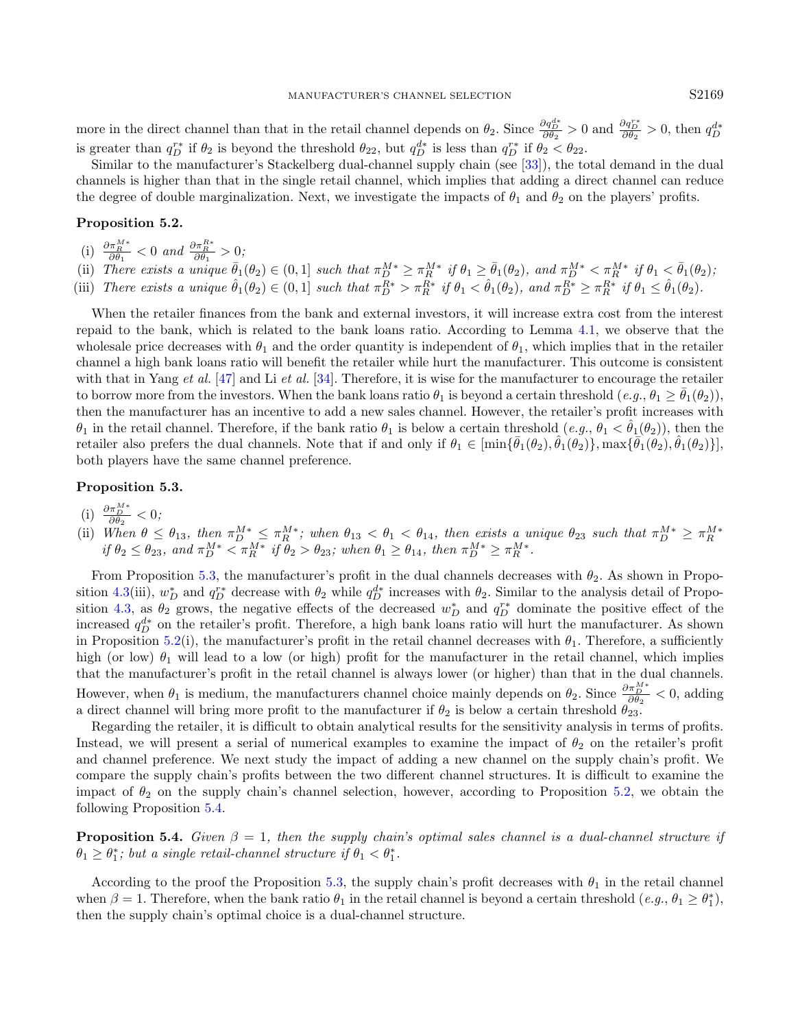more in the direct channel than that in the retail channel depends on $\theta_2$. Since $\frac{\partial q_D^{d*}}{\partial \theta_2} > 0$ and $\frac{\partial q_D^{r*}}{\partial \theta_2} > 0$, then $q_D^{d*}$ is greater than $q_D^{r*}$ if $\theta_2$ is beyond the threshold $\theta_{22}$, but $q_D^{d*}$ is less than $q_D^{r*}$ if $\theta_2 < \theta_{22}$.

Similar to the manufacturer's Stackelberg dual-channel supply chain (see [33]), the total demand in the dual channels is higher than that in the single retail channel, which implies that adding a direct channel can reduce the degree of double marginalization. Next, we investigate the impacts of $\theta_1$ and $\theta_2$ on the players' profits.

**Proposition 5.2.**

(i) $\frac{\partial \pi_R^{M*}}{\partial \theta_1} < 0$ *and* $\frac{\partial \pi_R^{R*}}{\partial \theta_1} > 0$*;*

(ii) *There exists a unique* $\bar{\theta}_1(\theta_2) \in (0, 1]$ *such that* $\pi_D^{M*} \geq \pi_R^{M*}$ *if* $\theta_1 \geq \bar{\theta}_1(\theta_2)$*, and* $\pi_D^{M*} < \pi_R^{M*}$ *if* $\theta_1 < \bar{\theta}_1(\theta_2)$*;*

(iii) *There exists a unique* $\hat{\theta}_1(\theta_2) \in (0, 1]$ *such that* $\pi_D^{R*} > \pi_R^{R*}$ *if* $\theta_1 < \hat{\theta}_1(\theta_2)$*, and* $\pi_D^{R*} \geq \pi_R^{R*}$ *if* $\theta_1 \leq \hat{\theta}_1(\theta_2)$*.*

When the retailer finances from the bank and external investors, it will increase extra cost from the interest repaid to the bank, which is related to the bank loans ratio. According to Lemma 4.1, we observe that the wholesale price decreases with $\theta_1$ and the order quantity is independent of $\theta_1$, which implies that in the retailer channel a high bank loans ratio will benefit the retailer while hurt the manufacturer. This outcome is consistent with that in Yang *et al.* [47] and Li *et al.* [34]. Therefore, it is wise for the manufacturer to encourage the retailer to borrow more from the investors. When the bank loans ratio $\theta_1$ is beyond a certain threshold (*e.g.*, $\theta_1 \geq \bar{\theta}_1(\theta_2)$), then the manufacturer has an incentive to add a new sales channel. However, the retailer's profit increases with $\theta_1$ in the retail channel. Therefore, if the bank ratio $\theta_1$ is below a certain threshold (*e.g.*, $\theta_1 < \hat{\theta}_1(\theta_2)$), then the retailer also prefers the dual channels. Note that if and only if $\theta_1 \in [\min\{\bar{\theta}_1(\theta_2), \hat{\theta}_1(\theta_2)\}, \max\{\bar{\theta}_1(\theta_2), \hat{\theta}_1(\theta_2)\}]$, both players have the same channel preference.

**Proposition 5.3.**

(i) $\frac{\partial \pi_D^{M*}}{\partial \theta_2} < 0$*;*

(ii) *When* $\theta \leq \theta_{13}$*, then* $\pi_D^{M*} \leq \pi_R^{M*}$*; when* $\theta_{13} < \theta_1 < \theta_{14}$*, then exists a unique* $\theta_{23}$ *such that* $\pi_D^{M*} \geq \pi_R^{M*}$ *if* $\theta_2 \leq \theta_{23}$*, and* $\pi_D^{M*} < \pi_R^{M*}$ *if* $\theta_2 > \theta_{23}$*; when* $\theta_1 \geq \theta_{14}$*, then* $\pi_D^{M*} \geq \pi_R^{M*}$*.*

From Proposition 5.3, the manufacturer's profit in the dual channels decreases with $\theta_2$. As shown in Proposition 4.3(iii), $w_D^*$ and $q_D^{r*}$ decrease with $\theta_2$ while $q_D^{d*}$ increases with $\theta_2$. Similar to the analysis detail of Proposition 4.3, as $\theta_2$ grows, the negative effects of the decreased $w_D^*$ and $q_D^{r*}$ dominate the positive effect of the increased $q_D^{d*}$ on the retailer's profit. Therefore, a high bank loans ratio will hurt the manufacturer. As shown in Proposition 5.2(i), the manufacturer's profit in the retail channel decreases with $\theta_1$. Therefore, a sufficiently high (or low) $\theta_1$ will lead to a low (or high) profit for the manufacturer in the retail channel, which implies that the manufacturer's profit in the retail channel is always lower (or higher) than that in the dual channels. However, when $\theta_1$ is medium, the manufacturers channel choice mainly depends on $\theta_2$. Since $\frac{\partial \pi_D^{M*}}{\partial \theta_2} < 0$, adding a direct channel will bring more profit to the manufacturer if $\theta_2$ is below a certain threshold $\theta_{23}$.

Regarding the retailer, it is difficult to obtain analytical results for the sensitivity analysis in terms of profits. Instead, we will present a serial of numerical examples to examine the impact of $\theta_2$ on the retailer's profit and channel preference. We next study the impact of adding a new channel on the supply chain's profit. We compare the supply chain's profits between the two different channel structures. It is difficult to examine the impact of $\theta_2$ on the supply chain's channel selection, however, according to Proposition 5.2, we obtain the following Proposition 5.4.

**Proposition 5.4.** *Given* $\beta = 1$*, then the supply chain's optimal sales channel is a dual-channel structure if* $\theta_1 \geq \theta_1^*$*; but a single retail-channel structure if* $\theta_1 < \theta_1^*$*.*

According to the proof the Proposition 5.3, the supply chain's profit decreases with $\theta_1$ in the retail channel when $\beta = 1$. Therefore, when the bank ratio $\theta_1$ in the retail channel is beyond a certain threshold (*e.g.*, $\theta_1 \geq \theta_1^*$), then the supply chain's optimal choice is a dual-channel structure.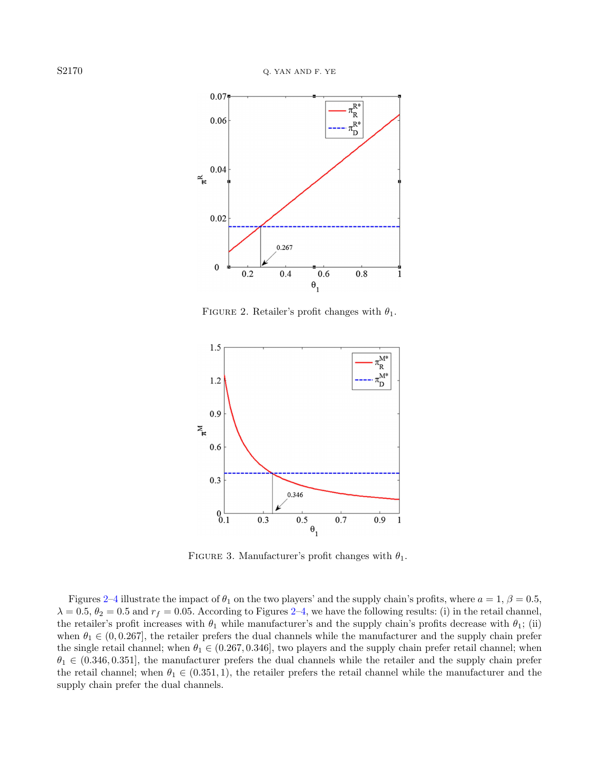Figure 2. Retailer's profit changes with $\theta_1$.

Figure 3. Manufacturer's profit changes with $\theta_1$.

Figures 2–4 illustrate the impact of $\theta_1$ on the two players' and the supply chain's profits, where $a = 1$, $\beta = 0.5$, $\lambda = 0.5$, $\theta_2 = 0.5$ and $r_f = 0.05$. According to Figures 2–4, we have the following results: (i) in the retail channel, the retailer's profit increases with $\theta_1$ while manufacturer's and the supply chain's profits decrease with $\theta_1$; (ii) when $\theta_1 \in (0, 0.267]$, the retailer prefers the dual channels while the manufacturer and the supply chain prefer the single retail channel; when $\theta_1 \in (0.267, 0.346]$, two players and the supply chain prefer retail channel; when $\theta_1 \in (0.346, 0.351]$, the manufacturer prefers the dual channels while the retailer and the supply chain prefer the retail channel; when $\theta_1 \in (0.351, 1)$, the retailer prefers the retail channel while the manufacturer and the supply chain prefer the dual channels.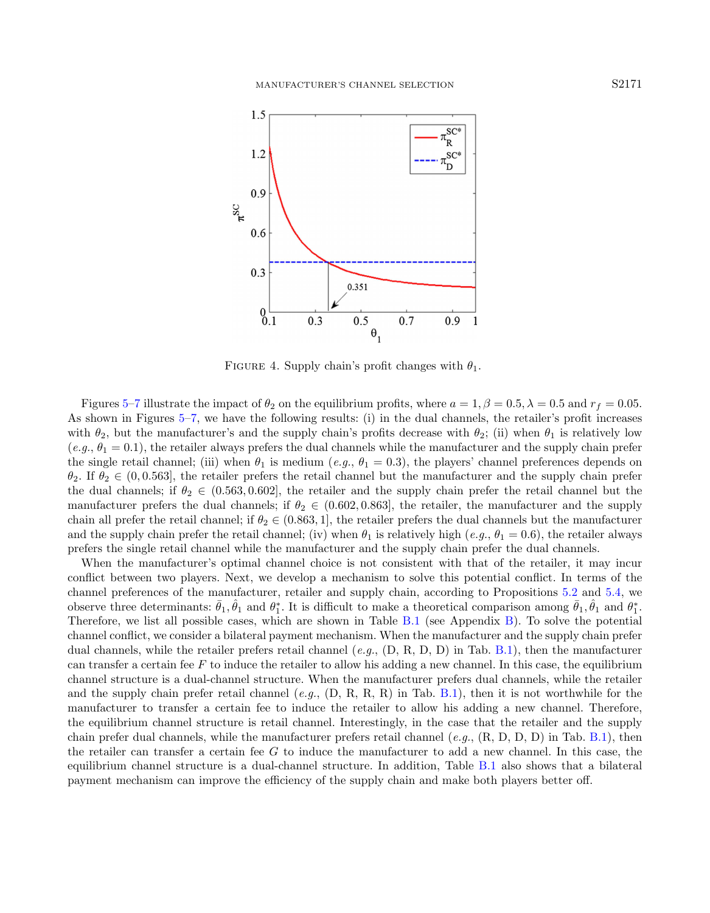FIGURE 4. Supply chain's profit changes with $\theta_1$.

Figures 5–7 illustrate the impact of $\theta_2$ on the equilibrium profits, where $a = 1, \beta = 0.5, \lambda = 0.5$ and $r_f = 0.05$. As shown in Figures 5–7, we have the following results: (i) in the dual channels, the retailer's profit increases with $\theta_2$, but the manufacturer's and the supply chain's profits decrease with $\theta_2$; (ii) when $\theta_1$ is relatively low (*e.g.*, $\theta_1 = 0.1$), the retailer always prefers the dual channels while the manufacturer and the supply chain prefer the single retail channel; (iii) when $\theta_1$ is medium (*e.g.*, $\theta_1 = 0.3$), the players' channel preferences depends on $\theta_2$. If $\theta_2 \in (0, 0.563]$, the retailer prefers the retail channel but the manufacturer and the supply chain prefer the dual channels; if $\theta_2 \in (0.563, 0.602]$, the retailer and the supply chain prefer the retail channel but the manufacturer prefers the dual channels; if $\theta_2 \in (0.602, 0.863]$, the retailer, the manufacturer and the supply chain all prefer the retail channel; if $\theta_2 \in (0.863, 1]$, the retailer prefers the dual channels but the manufacturer and the supply chain prefer the retail channel; (iv) when $\theta_1$ is relatively high (*e.g.*, $\theta_1 = 0.6$), the retailer always prefers the single retail channel while the manufacturer and the supply chain prefer the dual channels.

When the manufacturer's optimal channel choice is not consistent with that of the retailer, it may incur conflict between two players. Next, we develop a mechanism to solve this potential conflict. In terms of the channel preferences of the manufacturer, retailer and supply chain, according to Propositions 5.2 and 5.4, we observe three determinants: $\bar{\theta}_1, \hat{\theta}_1$ and $\theta_1^*$. It is difficult to make a theoretical comparison among $\bar{\theta}_1, \hat{\theta}_1$ and $\theta_1^*$. Therefore, we list all possible cases, which are shown in Table B.1 (see Appendix B). To solve the potential channel conflict, we consider a bilateral payment mechanism. When the manufacturer and the supply chain prefer dual channels, while the retailer prefers retail channel (*e.g.*, (D, R, D, D) in Tab. B.1), then the manufacturer can transfer a certain fee $F$ to induce the retailer to allow his adding a new channel. In this case, the equilibrium channel structure is a dual-channel structure. When the manufacturer prefers dual channels, while the retailer and the supply chain prefer retail channel (*e.g.*, (D, R, R, R) in Tab. B.1), then it is not worthwhile for the manufacturer to transfer a certain fee to induce the retailer to allow his adding a new channel. Therefore, the equilibrium channel structure is retail channel. Interestingly, in the case that the retailer and the supply chain prefer dual channels, while the manufacturer prefers retail channel (*e.g.*, (R, D, D, D) in Tab. B.1), then the retailer can transfer a certain fee $G$ to induce the manufacturer to add a new channel. In this case, the equilibrium channel structure is a dual-channel structure. In addition, Table B.1 also shows that a bilateral payment mechanism can improve the efficiency of the supply chain and make both players better off.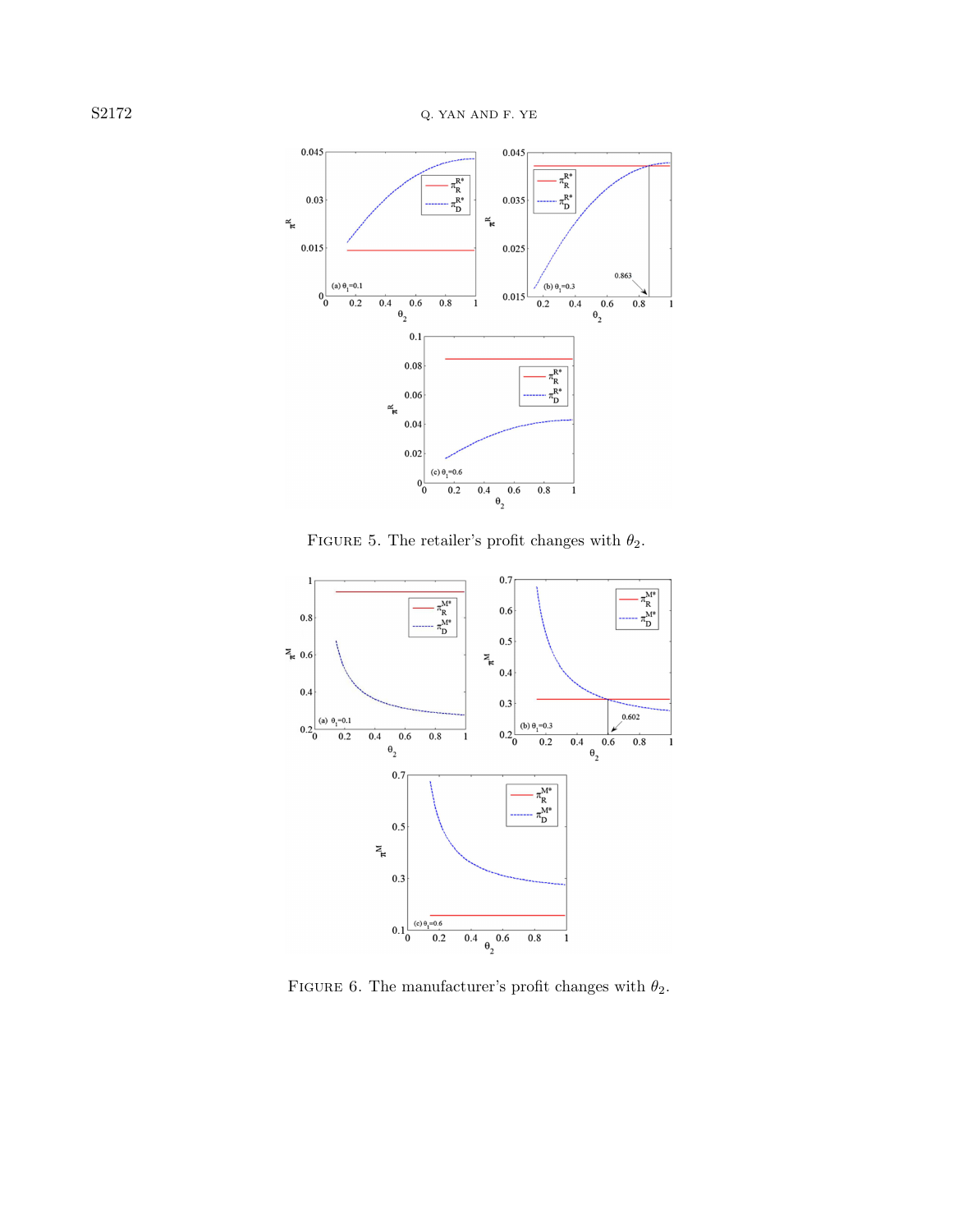Figure 5. The retailer's profit changes with $\theta_2$.

Figure 6. The manufacturer's profit changes with $\theta_2$.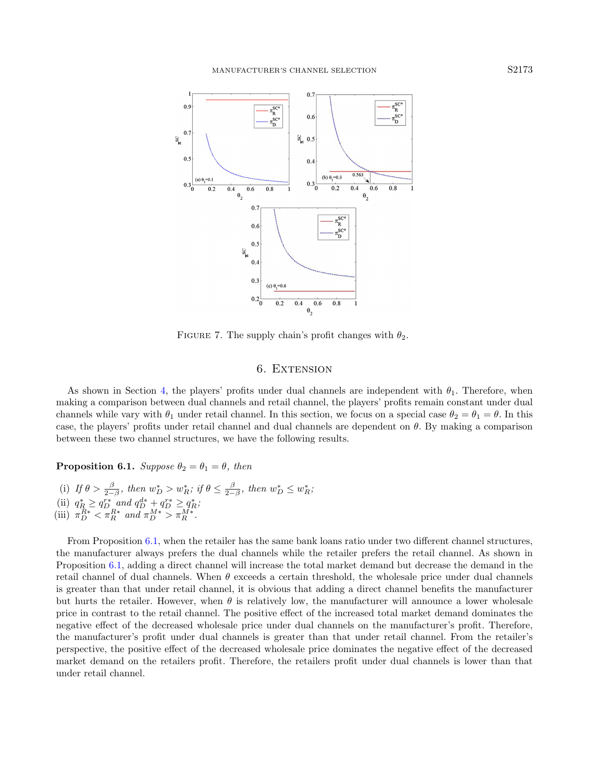FIGURE 7. The supply chain's profit changes with $\theta_2$.

## 6. Extension

As shown in Section 4, the players' profits under dual channels are independent with $\theta_1$. Therefore, when making a comparison between dual channels and retail channel, the players' profits remain constant under dual channels while vary with $\theta_1$ under retail channel. In this section, we focus on a special case $\theta_2 = \theta_1 = \theta$. In this case, the players' profits under retail channel and dual channels are dependent on $\theta$. By making a comparison between these two channel structures, we have the following results.

**Proposition 6.1.** *Suppose $\theta_2 = \theta_1 = \theta$, then*

(i) *If $\theta > \frac{\beta}{2-\beta}$, then $w_D^* > w_R^*$; if $\theta \leq \frac{\beta}{2-\beta}$, then $w_D^* \leq w_R^*$;*
(ii) $q_R^* \geq q_D^{r*}$ *and* $q_D^{d*} + q_D^{r*} \geq q_R^*$;
(iii) $\pi_D^{R*} < \pi_R^{R*}$ *and* $\pi_D^{M*} > \pi_R^{M*}$.

From Proposition 6.1, when the retailer has the same bank loans ratio under two different channel structures, the manufacturer always prefers the dual channels while the retailer prefers the retail channel. As shown in Proposition 6.1, adding a direct channel will increase the total market demand but decrease the demand in the retail channel of dual channels. When $\theta$ exceeds a certain threshold, the wholesale price under dual channels is greater than that under retail channel, it is obvious that adding a direct channel benefits the manufacturer but hurts the retailer. However, when $\theta$ is relatively low, the manufacturer will announce a lower wholesale price in contrast to the retail channel. The positive effect of the increased total market demand dominates the negative effect of the decreased wholesale price under dual channels on the manufacturer's profit. Therefore, the manufacturer's profit under dual channels is greater than that under retail channel. From the retailer's perspective, the positive effect of the decreased wholesale price dominates the negative effect of the decreased market demand on the retailers profit. Therefore, the retailers profit under dual channels is lower than that under retail channel.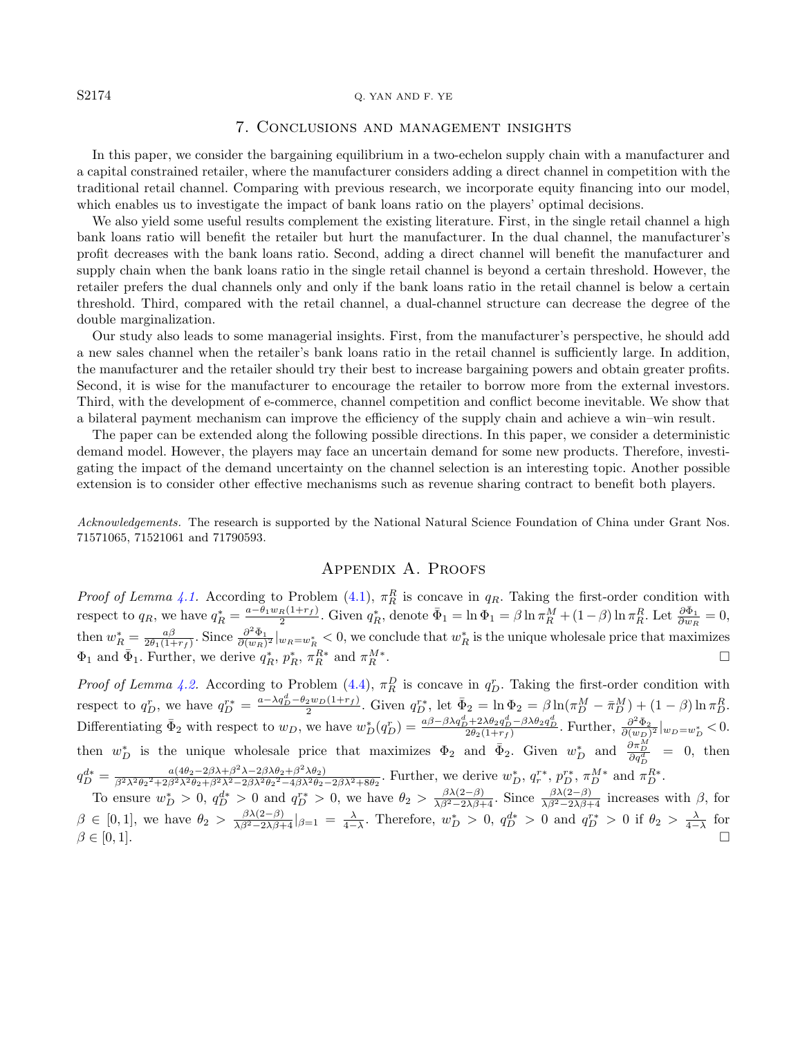## 7. Conclusions and management insights

In this paper, we consider the bargaining equilibrium in a two-echelon supply chain with a manufacturer and a capital constrained retailer, where the manufacturer considers adding a direct channel in competition with the traditional retail channel. Comparing with previous research, we incorporate equity financing into our model, which enables us to investigate the impact of bank loans ratio on the players' optimal decisions.

We also yield some useful results complement the existing literature. First, in the single retail channel a high bank loans ratio will benefit the retailer but hurt the manufacturer. In the dual channel, the manufacturer's profit decreases with the bank loans ratio. Second, adding a direct channel will benefit the manufacturer and supply chain when the bank loans ratio in the single retail channel is beyond a certain threshold. However, the retailer prefers the dual channels only and only if the bank loans ratio in the retail channel is below a certain threshold. Third, compared with the retail channel, a dual-channel structure can decrease the degree of the double marginalization.

Our study also leads to some managerial insights. First, from the manufacturer's perspective, he should add a new sales channel when the retailer's bank loans ratio in the retail channel is sufficiently large. In addition, the manufacturer and the retailer should try their best to increase bargaining powers and obtain greater profits. Second, it is wise for the manufacturer to encourage the retailer to borrow more from the external investors. Third, with the development of e-commerce, channel competition and conflict become inevitable. We show that a bilateral payment mechanism can improve the efficiency of the supply chain and achieve a win–win result.

The paper can be extended along the following possible directions. In this paper, we consider a deterministic demand model. However, the players may face an uncertain demand for some new products. Therefore, investigating the impact of the demand uncertainty on the channel selection is an interesting topic. Another possible extension is to consider other effective mechanisms such as revenue sharing contract to benefit both players.

*Acknowledgements.* The research is supported by the National Natural Science Foundation of China under Grant Nos. 71571065, 71521061 and 71790593.

## Appendix A. Proofs

*Proof of Lemma 4.1.* According to Problem (4.1), $\pi_R^R$ is concave in $q_R$. Taking the first-order condition with respect to $q_R$, we have $q_R^* = \frac{a-\theta_1 w_R(1+r_f)}{2}$. Given $q_R^*$, denote $\bar{\Phi}_1 = \ln \Phi_1 = \beta \ln \pi_R^M + (1-\beta)\ln \pi_R^R$. Let $\frac{\partial \bar{\Phi}_1}{\partial w_R} = 0$, then $w_R^* = \frac{a\beta}{2\theta_1(1+r_f)}$. Since $\frac{\partial^2 \bar{\Phi}_1}{\partial (w_R)^2}|_{w_R=w_R^*} < 0$, we conclude that $w_R^*$ is the unique wholesale price that maximizes $\Phi_1$ and $\bar{\Phi}_1$. Further, we derive $q_R^*$, $p_R^*$, $\pi_R^{R*}$ and $\pi_R^{M*}$. □

*Proof of Lemma 4.2.* According to Problem (4.4), $\pi_R^D$ is concave in $q_D^r$. Taking the first-order condition with respect to $q_D^r$, we have $q_D^{r*} = \frac{a-\lambda q_D^d - \theta_2 w_D(1+r_f)}{2}$. Given $q_D^{r*}$, let $\bar{\Phi}_2 = \ln \Phi_2 = \beta \ln(\pi_D^M - \bar{\pi}_D^M) + (1-\beta)\ln \pi_D^R$. Differentiating $\bar{\Phi}_2$ with respect to $w_D$, we have $w_D^*(q_D^r) = \frac{a\beta - \beta\lambda q_D^d + 2\lambda\theta_2 q_D^d - \beta\lambda\theta_2 q_D^d}{2\theta_2(1+r_f)}$. Further, $\frac{\partial^2 \bar{\Phi}_2}{\partial (w_D)^2}|_{w_D=w_D^*} < 0$. then $w_D^*$ is the unique wholesale price that maximizes $\Phi_2$ and $\bar{\Phi}_2$. Given $w_D^*$ and $\frac{\partial \pi_D^M}{\partial q_D^d} = 0$, then $q_D^{d*} = \frac{a(4\theta_2 - 2\beta\lambda + \beta^2\lambda - 2\beta\lambda\theta_2 + \beta^2\lambda\theta_2)}{\beta^2\lambda^2\theta_2{}^2 + 2\beta^2\lambda^2\theta_2 + \beta^2\lambda^2 - 2\beta\lambda^2\theta_2{}^2 - 4\beta\lambda^2\theta_2 - 2\beta\lambda^2 + 8\theta_2}$. Further, we derive $w_D^*$, $q_r^{r*}$, $p_D^{r*}$, $\pi_D^{M*}$ and $\pi_D^{R*}$.

To ensure $w_D^* > 0$, $q_D^{d*} > 0$ and $q_D^{r*} > 0$, we have $\theta_2 > \frac{\beta\lambda(2-\beta)}{\lambda\beta^2 - 2\lambda\beta + 4}$. Since $\frac{\beta\lambda(2-\beta)}{\lambda\beta^2 - 2\lambda\beta + 4}$ increases with $\beta$, for $\beta \in [0,1]$, we have $\theta_2 > \frac{\beta\lambda(2-\beta)}{\lambda\beta^2 - 2\lambda\beta + 4}|_{\beta=1} = \frac{\lambda}{4-\lambda}$. Therefore, $w_D^* > 0$, $q_D^{d*} > 0$ and $q_D^{r*} > 0$ if $\theta_2 > \frac{\lambda}{4-\lambda}$ for $\beta \in [0,1]$. □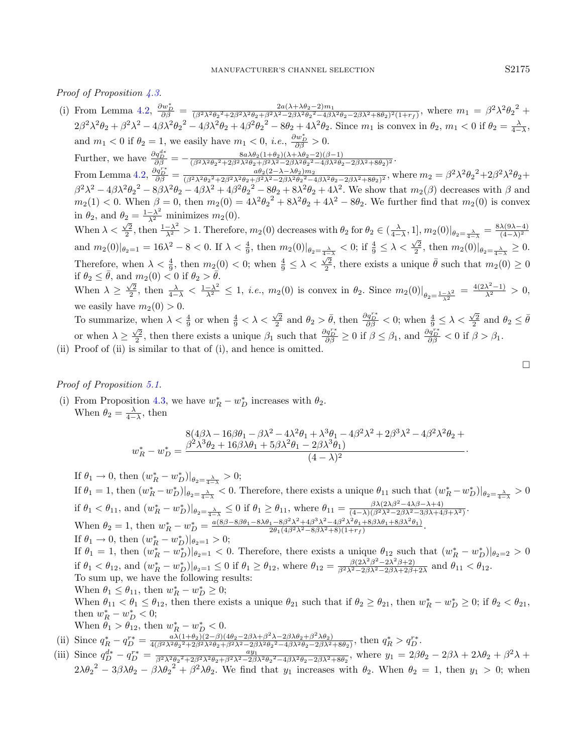*Proof of Proposition 4.3.*

(i) From Lemma 4.2, $\frac{\partial w_D^*}{\partial \beta} = \frac{2a(\lambda+\lambda\theta_2-2)m_1}{(\beta^2\lambda^2{\theta_2}^2+2\beta^2\lambda^2\theta_2+\beta^2\lambda^2-2\beta\lambda^2{\theta_2}^2-4\beta\lambda^2\theta_2-2\beta\lambda^2+8\theta_2)^2(1+r_f)}$, where $m_1 = \beta^2\lambda^2{\theta_2}^2 + 2\beta^2\lambda^2\theta_2 + \beta^2\lambda^2 - 4\beta\lambda^2{\theta_2}^2 - 4\beta\lambda^2\theta_2 + 4\beta^2{\theta_2}^2 - 8\theta_2 + 4\lambda^2\theta_2$. Since $m_1$ is convex in $\theta_2$, $m_1 < 0$ if $\theta_2 = \frac{\lambda}{4-\lambda}$, and $m_1 < 0$ if $\theta_2 = 1$, we easily have $m_1 < 0$, *i.e.*, $\frac{\partial w_D^*}{\partial \beta} > 0$.

Further, we have $\frac{\partial q_D^{d*}}{\partial \beta} = -\frac{8a\lambda\theta_2(1+\theta_2)(\lambda+\lambda\theta_2-2)(\beta-1)}{(\beta^2\lambda^2{\theta_2}^2+2\beta^2\lambda^2\theta_2+\beta^2\lambda^2-2\beta\lambda^2{\theta_2}^2-4\beta\lambda^2\theta_2-2\beta\lambda^2+8\theta_2)^2}$.

From Lemma 4.2, $\frac{\partial q_D^{r*}}{\partial \beta} = \frac{a\theta_2(2-\lambda-\lambda\theta_2)m_2}{(\beta^2\lambda^2{\theta_2}^2+2\beta^2\lambda^2\theta_2+\beta^2\lambda^2-2\beta\lambda^2{\theta_2}^2-4\beta\lambda^2\theta_2-2\beta\lambda^2+8\theta_2)^2}$, where $m_2 = \beta^2\lambda^2{\theta_2}^2+2\beta^2\lambda^2\theta_2+\beta^2\lambda^2 - 4\beta\lambda^2{\theta_2}^2 - 8\beta\lambda^2\theta_2 - 4\beta\lambda^2 + 4\beta^2{\theta_2}^2 - 8\theta_2 + 8\lambda^2\theta_2 + 4\lambda^2$. We show that $m_2(\beta)$ decreases with $\beta$ and $m_2(1) < 0$. When $\beta = 0$, then $m_2(0) = 4\lambda^2{\theta_2}^2 + 8\lambda^2\theta_2 + 4\lambda^2 - 8\theta_2$. We further find that $m_2(0)$ is convex in $\theta_2$, and $\theta_2 = \frac{1-\lambda^2}{\lambda^2}$ minimizes $m_2(0)$.

When $\lambda < \frac{\sqrt{2}}{2}$, then $\frac{1-\lambda^2}{\lambda^2} > 1$. Therefore, $m_2(0)$ decreases with $\theta_2$ for $\theta_2 \in (\frac{\lambda}{4-\lambda}, 1]$, $m_2(0)|_{\theta_2=\frac{\lambda}{4-\lambda}} = \frac{8\lambda(9\lambda-4)}{(4-\lambda)^2}$ and $m_2(0)|_{\theta_2=1} = 16\lambda^2 - 8 < 0$. If $\lambda < \frac{4}{9}$, then $m_2(0)|_{\theta_2=\frac{\lambda}{4-\lambda}} < 0$; if $\frac{4}{9} \le \lambda < \frac{\sqrt{2}}{2}$, then $m_2(0)|_{\theta_2=\frac{\lambda}{4-\lambda}} \ge 0$. Therefore, when $\lambda < \frac{4}{9}$, then $m_2(0) < 0$; when $\frac{4}{9} \le \lambda < \frac{\sqrt{2}}{2}$, there exists a unique $\bar{\theta}$ such that $m_2(0) \ge 0$ if $\theta_2 \le \bar{\theta}$, and $m_2(0) < 0$ if $\theta_2 > \bar{\theta}$.

When $\lambda \ge \frac{\sqrt{2}}{2}$, then $\frac{\lambda}{4-\lambda} < \frac{1-\lambda^2}{\lambda^2} \le 1$, *i.e.*, $m_2(0)$ is convex in $\theta_2$. Since $m_2(0)|_{\theta_2=\frac{1-\lambda^2}{\lambda^2}} = \frac{4(2\lambda^2-1)}{\lambda^2} > 0$, we easily have $m_2(0) > 0$.

To summarize, when $\lambda < \frac{4}{9}$ or when $\frac{4}{9} < \lambda < \frac{\sqrt{2}}{2}$ and $\theta_2 > \bar{\theta}$, then $\frac{\partial q_D^{r*}}{\partial \beta} < 0$; when $\frac{4}{9} \le \lambda < \frac{\sqrt{2}}{2}$ and $\theta_2 \le \bar{\theta}$ or when $\lambda \ge \frac{\sqrt{2}}{2}$, then there exists a unique $\beta_1$ such that $\frac{\partial q_D^{r*}}{\partial \beta} \ge 0$ if $\beta \le \beta_1$, and $\frac{\partial q_D^{r*}}{\partial \beta} < 0$ if $\beta > \beta_1$.

(ii) Proof of (ii) is similar to that of (i), and hence is omitted.

□

*Proof of Proposition 5.1.*

(i) From Proposition 4.3, we have $w_R^* - w_D^*$ increases with $\theta_2$.
When $\theta_2 = \frac{\lambda}{4-\lambda}$, then

$$w_R^* - w_D^* = \frac{\begin{array}{c}8(4\beta\lambda - 16\beta\theta_1 - \beta\lambda^2 - 4\lambda^2\theta_1 + \lambda^3\theta_1 - 4\beta^2\lambda^2 + 2\beta^3\lambda^2 - 4\beta^2\lambda^2\theta_2 + \\ \beta^2\lambda^3\theta_2 + 16\beta\lambda\theta_1 + 5\beta\lambda^2\theta_1 - 2\beta\lambda^3\theta_1)\end{array}}{(4-\lambda)^2}.$$

If $\theta_1 \to 0$, then $(w_R^* - w_D^*)|_{\theta_2=\frac{\lambda}{4-\lambda}} > 0$;
If $\theta_1 = 1$, then $(w_R^* - w_D^*)|_{\theta_2=\frac{\lambda}{4-\lambda}} < 0$. Therefore, there exists a unique $\theta_{11}$ such that $(w_R^* - w_D^*)|_{\theta_2=\frac{\lambda}{4-\lambda}} > 0$ if $\theta_1 < \theta_{11}$, and $(w_R^* - w_D^*)|_{\theta_2=\frac{\lambda}{4-\lambda}} \le 0$ if $\theta_1 \ge \theta_{11}$, where $\theta_{11} = \frac{\beta\lambda(2\lambda\beta^2-4\lambda\beta-\lambda+4)}{(4-\lambda)(\beta^2\lambda^2-2\beta\lambda^2-3\beta\lambda+4\beta+\lambda^2)}$.
When $\theta_2 = 1$, then $w_R^* - w_D^* = \frac{a(8\beta-8\beta\theta_1-8\lambda\theta_1-8\beta^2\lambda^2+4\beta^3\lambda^2-4\beta^2\lambda^2\theta_1+8\beta\lambda\theta_1+8\beta\lambda^2\theta_1)}{2\theta_1(4\beta^2\lambda^2-8\beta\lambda^2+8)(1+r_f)}$.
If $\theta_1 \to 0$, then $(w_R^* - w_D^*)|_{\theta_2=1} > 0$;
If $\theta_1 = 1$, then $(w_R^* - w_D^*)|_{\theta_2=1} < 0$. Therefore, there exists a unique $\theta_{12}$ such that $(w_R^* - w_D^*)|_{\theta_2=2} > 0$ if $\theta_1 < \theta_{12}$, and $(w_R^* - w_D^*)|_{\theta_2=1} \le 0$ if $\theta_1 \ge \theta_{12}$, where $\theta_{12} = \frac{\beta(2\lambda^2\beta^2-2\lambda^2\beta+2)}{\beta^2\lambda^2-2\beta\lambda^2-2\beta\lambda+2\beta+2\lambda}$ and $\theta_{11} < \theta_{12}$.
To sum up, we have the following results:
When $\theta_1 \le \theta_{11}$, then $w_R^* - w_D^* \ge 0$;
When $\theta_{11} < \theta_1 \le \theta_{12}$, then there exists a unique $\theta_{21}$ such that if $\theta_2 \ge \theta_{21}$, then $w_R^* - w_D^* \ge 0$; if $\theta_2 < \theta_{21}$, then $w_R^* - w_D^* < 0$;
When $\theta_1 > \theta_{12}$, then $w_R^* - w_D^* < 0$.

(ii) Since $q_R^* - q_D^{r*} = \frac{a\lambda(1+\theta_2)(2-\beta)(4\theta_2-2\beta\lambda+\beta^2\lambda-2\beta\lambda\theta_2+\beta^2\lambda\theta_2)}{4(\beta^2\lambda^2{\theta_2}^2+2\beta^2\lambda^2\theta_2+\beta^2\lambda^2-2\beta\lambda^2{\theta_2}^2-4\beta\lambda^2\theta_2-2\beta\lambda^2+8\theta_2)}$, then $q_R^* > q_D^{r*}$.

(iii) Since $q_D^{d*} - q_D^{r*} = \frac{ay_1}{\beta^2\lambda^2{\theta_2}^2+2\beta^2\lambda^2\theta_2+\beta^2\lambda^2-2\beta\lambda^2{\theta_2}^2-4\beta\lambda^2\theta_2-2\beta\lambda^2+8\theta_2}$, where $y_1 = 2\beta\theta_2 - 2\beta\lambda + 2\lambda\theta_2 + \beta^2\lambda + 2\lambda{\theta_2}^2 - 3\beta\lambda\theta_2 - \beta\lambda{\theta_2}^2 + \beta^2\lambda\theta_2$. We find that $y_1$ increases with $\theta_2$. When $\theta_2 = 1$, then $y_1 > 0$; when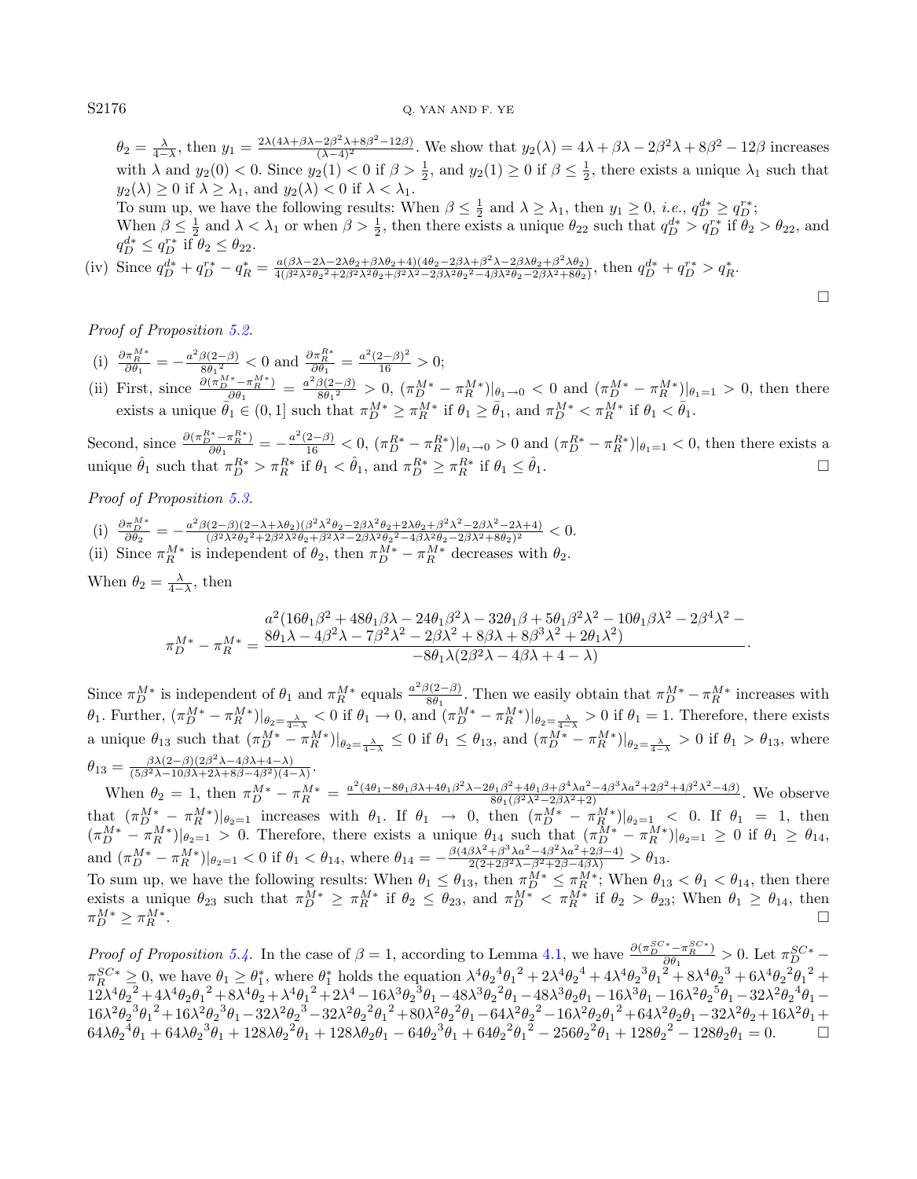$\theta_2 = \frac{\lambda}{4-\lambda}$, then $y_1 = \frac{2\lambda(4\lambda+\beta\lambda-2\beta^2\lambda+8\beta^2-12\beta)}{(\lambda-4)^2}$. We show that $y_2(\lambda) = 4\lambda+\beta\lambda-2\beta^2\lambda+8\beta^2-12\beta$ increases with $\lambda$ and $y_2(0) < 0$. Since $y_2(1) < 0$ if $\beta > \frac{1}{2}$, and $y_2(1) \geq 0$ if $\beta \leq \frac{1}{2}$, there exists a unique $\lambda_1$ such that $y_2(\lambda) \geq 0$ if $\lambda \geq \lambda_1$, and $y_2(\lambda) < 0$ if $\lambda < \lambda_1$.

To sum up, we have the following results: When $\beta \leq \frac{1}{2}$ and $\lambda \geq \lambda_1$, then $y_1 \geq 0$, *i.e.*, $q_D^{d*} \geq q_D^{r*}$;

When $\beta \leq \frac{1}{2}$ and $\lambda < \lambda_1$ or when $\beta > \frac{1}{2}$, then there exists a unique $\theta_{22}$ such that $q_D^{d*} > q_D^{r*}$ if $\theta_2 > \theta_{22}$, and $q_D^{d*} \leq q_D^{r*}$ if $\theta_2 \leq \theta_{22}$.

(iv) Since $q_D^{d*} + q_D^{r*} - q_R^* = \frac{a(\beta\lambda-2\lambda-2\lambda\theta_2+\beta\lambda\theta_2+4)(4\theta_2-2\beta\lambda+\beta^2\lambda-2\beta\lambda\theta_2+\beta^2\lambda\theta_2)}{4(\beta^2\lambda^2\theta_2{}^2+2\beta^2\lambda^2\theta_2+\beta^2\lambda^2-2\beta\lambda^2\theta_2{}^2-4\beta\lambda^2\theta_2-2\beta\lambda^2+8\theta_2)}$, then $q_D^{d*} + q_D^{r*} > q_R^*$. □

*Proof of Proposition 5.2.*

(i) $\frac{\partial \pi_R^{M*}}{\partial \theta_1} = -\frac{a^2\beta(2-\beta)}{8\theta_1{}^2} < 0$ and $\frac{\partial \pi_R^{R*}}{\partial \theta_1} = \frac{a^2(2-\beta)^2}{16} > 0$;

(ii) First, since $\frac{\partial(\pi_D^{M*}-\pi_R^{M*})}{\partial \theta_1} = \frac{a^2\beta(2-\beta)}{8\theta_1{}^2} > 0$, $(\pi_D^{M*}-\pi_R^{M*})|_{\theta_1\to 0} < 0$ and $(\pi_D^{M*}-\pi_R^{M*})|_{\theta_1=1} > 0$, then there exists a unique $\bar{\theta}_1 \in (0,1]$ such that $\pi_D^{M*} \geq \pi_R^{M*}$ if $\theta_1 \geq \bar{\theta}_1$, and $\pi_D^{M*} < \pi_R^{M*}$ if $\theta_1 < \bar{\theta}_1$.

Second, since $\frac{\partial(\pi_D^{R*}-\pi_R^{R*})}{\partial \theta_1} = -\frac{a^2(2-\beta)}{16} < 0$, $(\pi_D^{R*}-\pi_R^{R*})|_{\theta_1\to 0} > 0$ and $(\pi_D^{R*}-\pi_R^{R*})|_{\theta_1=1} < 0$, then there exists a unique $\hat{\theta}_1$ such that $\pi_D^{R*} > \pi_R^{R*}$ if $\theta_1 < \hat{\theta}_1$, and $\pi_D^{R*} \geq \pi_R^{R*}$ if $\theta_1 \leq \hat{\theta}_1$. □

*Proof of Proposition 5.3.*

(i) $\frac{\partial \pi_D^{M*}}{\partial \theta_2} = -\frac{a^2\beta(2-\beta)(2-\lambda+\lambda\theta_2)(\beta^2\lambda^2\theta_2-2\beta\lambda^2\theta_2+2\lambda\theta_2+\beta^2\lambda^2-2\beta\lambda^2-2\lambda+4)}{(\beta^2\lambda^2\theta_2{}^2+2\beta^2\lambda^2\theta_2+\beta^2\lambda^2-2\beta\lambda^2\theta_2{}^2-4\beta\lambda^2\theta_2-2\beta\lambda^2+8\theta_2)^2} < 0$.

(ii) Since $\pi_R^{M*}$ is independent of $\theta_2$, then $\pi_D^{M*} - \pi_R^{M*}$ decreases with $\theta_2$.

When $\theta_2 = \frac{\lambda}{4-\lambda}$, then

$$\pi_D^{M*} - \pi_R^{M*} = \frac{\begin{array}{c}a^2(16\theta_1\beta^2+48\theta_1\beta\lambda-24\theta_1\beta^2\lambda-32\theta_1\beta+5\theta_1\beta^2\lambda^2-10\theta_1\beta\lambda^2-2\beta^4\lambda^2-\\ 8\theta_1\lambda-4\beta^2\lambda-7\beta^2\lambda^2-2\beta\lambda^2+8\beta\lambda+8\beta^3\lambda^2+2\theta_1\lambda^2)\end{array}}{-8\theta_1\lambda(2\beta^2\lambda-4\beta\lambda+4-\lambda)}.$$

Since $\pi_D^{M*}$ is independent of $\theta_1$ and $\pi_R^{M*}$ equals $\frac{a^2\beta(2-\beta)}{8\theta_1}$. Then we easily obtain that $\pi_D^{M*} - \pi_R^{M*}$ increases with $\theta_1$. Further, $(\pi_D^{M*}-\pi_R^{M*})|_{\theta_2=\frac{\lambda}{4-\lambda}} < 0$ if $\theta_1 \to 0$, and $(\pi_D^{M*}-\pi_R^{M*})|_{\theta_2=\frac{\lambda}{4-\lambda}} > 0$ if $\theta_1 = 1$. Therefore, there exists a unique $\theta_{13}$ such that $(\pi_D^{M*}-\pi_R^{M*})|_{\theta_2=\frac{\lambda}{4-\lambda}} \leq 0$ if $\theta_1 \leq \theta_{13}$, and $(\pi_D^{M*}-\pi_R^{M*})|_{\theta_2=\frac{\lambda}{4-\lambda}} > 0$ if $\theta_1 > \theta_{13}$, where $\theta_{13} = \frac{\beta\lambda(2-\beta)(2\beta^2\lambda-4\beta\lambda+4-\lambda)}{(5\beta^2\lambda-10\beta\lambda+2\lambda+8\beta-4\beta^2)(4-\lambda)}$.

When $\theta_2 = 1$, then $\pi_D^{M*} - \pi_R^{M*} = \frac{a^2(4\theta_1-8\theta_1\beta\lambda+4\theta_1\beta^2\lambda-2\theta_1\beta^2+4\theta_1\beta+\beta^4\lambda a^2-4\beta^3\lambda a^2+2\beta^2+4\beta^2\lambda^2-4\beta)}{8\theta_1(\beta^2\lambda^2-2\beta\lambda^2+2)}$. We observe that $(\pi_D^{M*}-\pi_R^{M*})|_{\theta_2=1}$ increases with $\theta_1$. If $\theta_1 \to 0$, then $(\pi_D^{M*}-\pi_R^{M*})|_{\theta_2=1} < 0$. If $\theta_1 = 1$, then $(\pi_D^{M*}-\pi_R^{M*})|_{\theta_2=1} > 0$. Therefore, there exists a unique $\theta_{14}$ such that $(\pi_D^{M*}-\pi_R^{M*})|_{\theta_2=1} \geq 0$ if $\theta_1 \geq \theta_{14}$, and $(\pi_D^{M*}-\pi_R^{M*})|_{\theta_2=1} < 0$ if $\theta_1 < \theta_{14}$, where $\theta_{14} = -\frac{\beta(4\beta\lambda^2+\beta^3\lambda a^2-4\beta^2\lambda a^2+2\beta-4)}{2(2+2\beta^2\lambda-\beta^2+2\beta-4\beta\lambda)} > \theta_{13}$.

To sum up, we have the following results: When $\theta_1 \leq \theta_{13}$, then $\pi_D^{M*} \leq \pi_R^{M*}$; When $\theta_{13} < \theta_1 < \theta_{14}$, then there exists a unique $\theta_{23}$ such that $\pi_D^{M*} \geq \pi_R^{M*}$ if $\theta_2 \leq \theta_{23}$, and $\pi_D^{M*} < \pi_R^{M*}$ if $\theta_2 > \theta_{23}$; When $\theta_1 \geq \theta_{14}$, then $\pi_D^{M*} \geq \pi_R^{M*}$. □

*Proof of Proposition 5.4.* In the case of $\beta = 1$, according to Lemma 4.1, we have $\frac{\partial(\pi_D^{SC*}-\pi_R^{SC*})}{\partial \theta_1} > 0$. Let $\pi_D^{SC*} - \pi_R^{SC*} \geq 0$, we have $\theta_1 \geq \theta_1^*$, where $\theta_1^*$ holds the equation $\lambda^4\theta_2{}^4\theta_1{}^2 + 2\lambda^4\theta_2{}^4 + 4\lambda^4\theta_2{}^3\theta_1{}^2 + 8\lambda^4\theta_2{}^3 + 6\lambda^4\theta_2{}^2\theta_1{}^2 + 12\lambda^4\theta_2{}^2 + 4\lambda^4\theta_2\theta_1{}^2 + 8\lambda^4\theta_2 + \lambda^4\theta_1{}^2 + 2\lambda^4 - 16\lambda^3\theta_2{}^3\theta_1 - 48\lambda^3\theta_2{}^2\theta_1 - 48\lambda^3\theta_2\theta_1 - 16\lambda^3\theta_1 - 16\lambda^2\theta_2{}^5\theta_1 - 32\lambda^2\theta_2{}^4\theta_1 - 16\lambda^2\theta_2{}^3\theta_1{}^2 + 16\lambda^2\theta_2{}^3\theta_1 - 32\lambda^2\theta_2{}^3 - 32\lambda^2\theta_2{}^2\theta_1{}^2 + 80\lambda^2\theta_2{}^2\theta_1 - 64\lambda^2\theta_2{}^2 - 16\lambda^2\theta_2\theta_1{}^2 + 64\lambda^2\theta_2\theta_1 - 32\lambda^2\theta_2 + 16\lambda^2\theta_1 + 64\lambda\theta_2{}^4\theta_1 + 64\lambda\theta_2{}^3\theta_1 + 128\lambda\theta_2{}^2\theta_1 + 128\lambda\theta_2\theta_1 - 64\theta_2{}^3\theta_1 + 64\theta_2{}^2\theta_1{}^2 - 256\theta_2{}^2\theta_1 + 128\theta_2{}^2 - 128\theta_2\theta_1 = 0$. □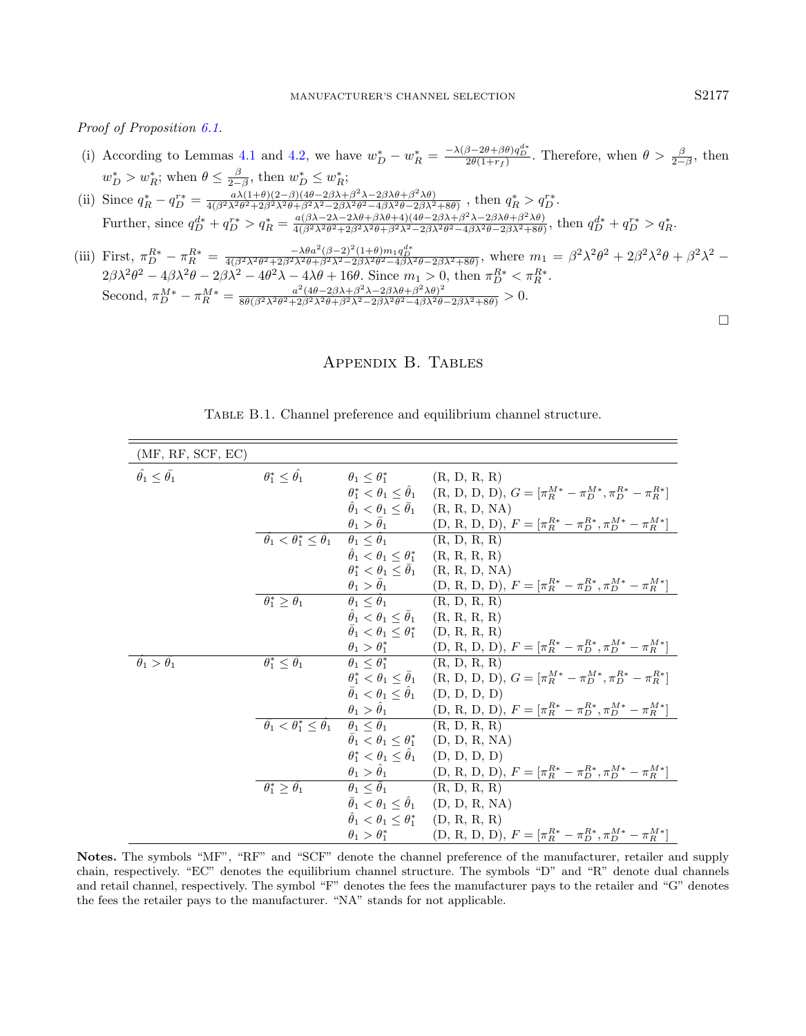*Proof of Proposition 6.1.*

(i) According to Lemmas 4.1 and 4.2, we have $w_D^* - w_R^* = \frac{-\lambda(\beta - 2\theta + \beta\theta)q_D^{d*}}{2\theta(1+r_f)}$. Therefore, when $\theta > \frac{\beta}{2-\beta}$, then $w_D^* > w_R^*$; when $\theta \le \frac{\beta}{2-\beta}$, then $w_D^* \le w_R^*$;

(ii) Since $q_R^* - q_D^{r*} = \frac{a\lambda(1+\theta)(2-\beta)(4\theta - 2\beta\lambda + \beta^2\lambda - 2\beta\lambda\theta + \beta^2\lambda\theta)}{4(\beta^2\lambda^2\theta^2 + 2\beta^2\lambda^2\theta + \beta^2\lambda^2 - 2\beta\lambda^2\theta^2 - 4\beta\lambda^2\theta - 2\beta\lambda^2 + 8\theta)}$ , then $q_R^* > q_D^{r*}$.
Further, since $q_D^{d*} + q_D^{r*} > q_R^* = \frac{a(\beta\lambda - 2\lambda - 2\lambda\theta + \beta\lambda\theta + 4)(4\theta - 2\beta\lambda + \beta^2\lambda - 2\beta\lambda\theta + \beta^2\lambda\theta)}{4(\beta^2\lambda^2\theta^2 + 2\beta^2\lambda^2\theta + \beta^2\lambda^2 - 2\beta\lambda^2\theta^2 - 4\beta\lambda^2\theta - 2\beta\lambda^2 + 8\theta)}$, then $q_D^{d*} + q_D^{r*} > q_R^*$.

(iii) First, $\pi_D^{R*} - \pi_R^{R*} = \frac{-\lambda\theta a^2(\beta-2)^2(1+\theta)m_1 q_D^{d*}}{4(\beta^2\lambda^2\theta^2 + 2\beta^2\lambda^2\theta + \beta^2\lambda^2 - 2\beta\lambda^2\theta^2 - 4\beta\lambda^2\theta - 2\beta\lambda^2 + 8\theta)}$, where $m_1 = \beta^2\lambda^2\theta^2 + 2\beta^2\lambda^2\theta + \beta^2\lambda^2 - 2\beta\lambda^2\theta^2 - 4\beta\lambda^2\theta - 2\beta\lambda^2 - 4\theta^2\lambda - 4\lambda\theta + 16\theta$. Since $m_1 > 0$, then $\pi_D^{R*} < \pi_R^{R*}$.
Second, $\pi_D^{M*} - \pi_R^{M*} = \frac{a^2(4\theta - 2\beta\lambda + \beta^2\lambda - 2\beta\lambda\theta + \beta^2\lambda\theta)^2}{8\theta(\beta^2\lambda^2\theta^2 + 2\beta^2\lambda^2\theta + \beta^2\lambda^2 - 2\beta\lambda^2\theta^2 - 4\beta\lambda^2\theta - 2\beta\lambda^2 + 8\theta)} > 0$.

□

## Appendix B. Tables

Table B.1. Channel preference and equilibrium channel structure.

| | | | (MF, RF, SCF, EC) |
|---|---|---|---|
| $\hat{\theta}_1 \le \bar{\theta}_1$ | $\theta_1^* \le \hat{\theta}_1$ | $\theta_1 \le \theta_1^*$ | (R, D, R, R) |
| | | $\theta_1^* < \theta_1 \le \hat{\theta}_1$ | (R, D, D, D), $G = [\pi_R^{M*} - \pi_D^{M*}, \pi_D^{R*} - \pi_R^{R*}]$ |
| | | $\hat{\theta}_1 < \theta_1 \le \bar{\theta}_1$ | (R, R, D, NA) |
| | | $\theta_1 > \bar{\theta}_1$ | (D, R, D, D), $F = [\pi_R^{R*} - \pi_D^{R*}, \pi_D^{M*} - \pi_R^{M*}]$ |
| | $\hat{\theta}_1 < \theta_1^* \le \bar{\theta}_1$ | $\theta_1 \le \hat{\theta}_1$ | (R, D, R, R) |
| | | $\hat{\theta}_1 < \theta_1 \le \theta_1^*$ | (R, R, R, R) |
| | | $\theta_1^* < \theta_1 \le \bar{\theta}_1$ | (R, R, D, NA) |
| | | $\theta_1 > \bar{\theta}_1$ | (D, R, D, D), $F = [\pi_R^{R*} - \pi_D^{R*}, \pi_D^{M*} - \pi_R^{M*}]$ |
| | $\theta_1^* \ge \bar{\theta}_1$ | $\theta_1 \le \hat{\theta}_1$ | (R, D, R, R) |
| | | $\hat{\theta}_1 < \theta_1 \le \bar{\theta}_1$ | (R, R, R, R) |
| | | $\bar{\theta}_1 < \theta_1 \le \theta_1^*$ | (D, R, R, R) |
| | | $\theta_1 > \theta_1^*$ | (D, R, D, D), $F = [\pi_R^{R*} - \pi_D^{R*}, \pi_D^{M*} - \pi_R^{M*}]$ |
| $\hat{\theta}_1 > \bar{\theta}_1$ | $\theta_1^* \le \bar{\theta}_1$ | $\theta_1 \le \theta_1^*$ | (R, D, R, R) |
| | | $\theta_1^* < \theta_1 \le \bar{\theta}_1$ | (R, D, D, D), $G = [\pi_R^{M*} - \pi_D^{M*}, \pi_D^{R*} - \pi_R^{R*}]$ |
| | | $\bar{\theta}_1 < \theta_1 \le \hat{\theta}_1$ | (D, D, D, D) |
| | | $\theta_1 > \hat{\theta}_1$ | (D, R, D, D), $F = [\pi_R^{R*} - \pi_D^{R*}, \pi_D^{M*} - \pi_R^{M*}]$ |
| | $\bar{\theta}_1 < \theta_1^* \le \hat{\theta}_1$ | $\theta_1 \le \bar{\theta}_1$ | (R, D, R, R) |
| | | $\bar{\theta}_1 < \theta_1 \le \theta_1^*$ | (D, D, R, NA) |
| | | $\theta_1^* < \theta_1 \le \hat{\theta}_1$ | (D, D, D, D) |
| | | $\theta_1 > \hat{\theta}_1$ | (D, R, D, D), $F = [\pi_R^{R*} - \pi_D^{R*}, \pi_D^{M*} - \pi_R^{M*}]$ |
| | $\theta_1^* \ge \hat{\theta}_1$ | $\theta_1 \le \bar{\theta}_1$ | (R, D, R, R) |
| | | $\bar{\theta}_1 < \theta_1 \le \hat{\theta}_1$ | (D, D, R, NA) |
| | | $\hat{\theta}_1 < \theta_1 \le \theta_1^*$ | (D, R, R, R) |
| | | $\theta_1 > \theta_1^*$ | (D, R, D, D), $F = [\pi_R^{R*} - \pi_D^{R*}, \pi_D^{M*} - \pi_R^{M*}]$ |

**Notes.** The symbols "MF", "RF" and "SCF" denote the channel preference of the manufacturer, retailer and supply chain, respectively. "EC" denotes the equilibrium channel structure. The symbols "D" and "R" denote dual channels and retail channel, respectively. The symbol "F" denotes the fees the manufacturer pays to the retailer and "G" denotes the fees the retailer pays to the manufacturer. "NA" stands for not applicable.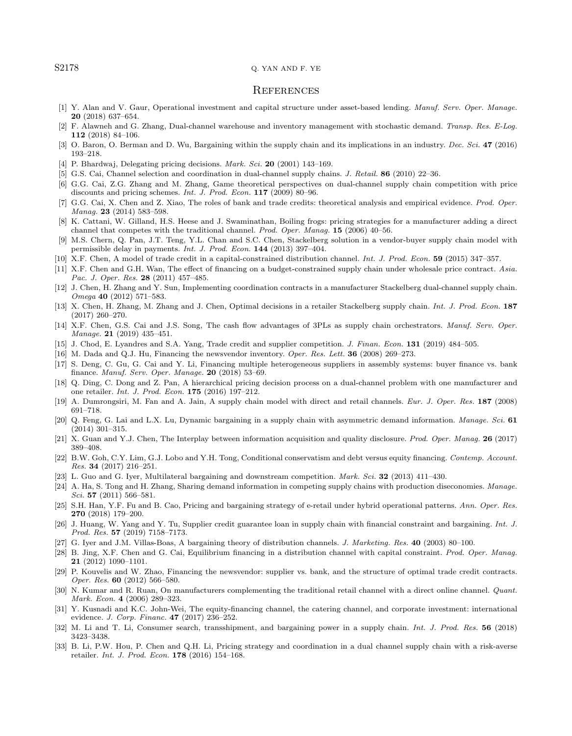## References

[1] Y. Alan and V. Gaur, Operational investment and capital structure under asset-based lending. *Manuf. Serv. Oper. Manage.* **20** (2018) 637–654.

[2] F. Alawneh and G. Zhang, Dual-channel warehouse and inventory management with stochastic demand. *Transp. Res. E-Log.* **112** (2018) 84–106.

[3] O. Baron, O. Berman and D. Wu, Bargaining within the supply chain and its implications in an industry. *Dec. Sci.* **47** (2016) 193–218.

[4] P. Bhardwaj, Delegating pricing decisions. *Mark. Sci.* **20** (2001) 143–169.

[5] G.S. Cai, Channel selection and coordination in dual-channel supply chains. *J. Retail.* **86** (2010) 22–36.

[6] G.G. Cai, Z.G. Zhang and M. Zhang, Game theoretical perspectives on dual-channel supply chain competition with price discounts and pricing schemes. *Int. J. Prod. Econ.* **117** (2009) 80–96.

[7] G.G. Cai, X. Chen and Z. Xiao, The roles of bank and trade credits: theoretical analysis and empirical evidence. *Prod. Oper. Manag.* **23** (2014) 583–598.

[8] K. Cattani, W. Gilland, H.S. Heese and J. Swaminathan, Boiling frogs: pricing strategies for a manufacturer adding a direct channel that competes with the traditional channel. *Prod. Oper. Manag.* **15** (2006) 40–56.

[9] M.S. Chern, Q. Pan, J.T. Teng, Y.L. Chan and S.C. Chen, Stackelberg solution in a vendor-buyer supply chain model with permissible delay in payments. *Int. J. Prod. Econ.* **144** (2013) 397–404.

[10] X.F. Chen, A model of trade credit in a capital-constrained distribution channel. *Int. J. Prod. Econ.* **59** (2015) 347–357.

[11] X.F. Chen and G.H. Wan, The effect of financing on a budget-constrained supply chain under wholesale price contract. *Asia. Pac. J. Oper. Res.* **28** (2011) 457–485.

[12] J. Chen, H. Zhang and Y. Sun, Implementing coordination contracts in a manufacturer Stackelberg dual-channel supply chain. *Omega* **40** (2012) 571–583.

[13] X. Chen, H. Zhang, M. Zhang and J. Chen, Optimal decisions in a retailer Stackelberg supply chain. *Int. J. Prod. Econ.* **187** (2017) 260–270.

[14] X.F. Chen, G.S. Cai and J.S. Song, The cash flow advantages of 3PLs as supply chain orchestrators. *Manuf. Serv. Oper. Manage.* **21** (2019) 435–451.

[15] J. Chod, E. Lyandres and S.A. Yang, Trade credit and supplier competition. *J. Finan. Econ.* **131** (2019) 484–505.

[16] M. Dada and Q.J. Hu, Financing the newsvendor inventory. *Oper. Res. Lett.* **36** (2008) 269–273.

[17] S. Deng, C. Gu, G. Cai and Y. Li, Financing multiple heterogeneous suppliers in assembly systems: buyer finance vs. bank finance. *Manuf. Serv. Oper. Manage.* **20** (2018) 53–69.

[18] Q. Ding, C. Dong and Z. Pan, A hierarchical pricing decision process on a dual-channel problem with one manufacturer and one retailer. *Int. J. Prod. Econ.* **175** (2016) 197–212.

[19] A. Dumrongsiri, M. Fan and A. Jain, A supply chain model with direct and retail channels. *Eur. J. Oper. Res.* **187** (2008) 691–718.

[20] Q. Feng, G. Lai and L.X. Lu, Dynamic bargaining in a supply chain with asymmetric demand information. *Manage. Sci.* **61** (2014) 301–315.

[21] X. Guan and Y.J. Chen, The Interplay between information acquisition and quality disclosure. *Prod. Oper. Manag.* **26** (2017) 389–408.

[22] B.W. Goh, C.Y. Lim, G.J. Lobo and Y.H. Tong, Conditional conservatism and debt versus equity financing. *Contemp. Account. Res.* **34** (2017) 216–251.

[23] L. Guo and G. Iyer, Multilateral bargaining and downstream competition. *Mark. Sci.* **32** (2013) 411–430.

[24] A. Ha, S. Tong and H. Zhang, Sharing demand information in competing supply chains with production diseconomies. *Manage. Sci.* **57** (2011) 566–581.

[25] S.H. Han, Y.F. Fu and B. Cao, Pricing and bargaining strategy of e-retail under hybrid operational patterns. *Ann. Oper. Res.* **270** (2018) 179–200.

[26] J. Huang, W. Yang and Y. Tu, Supplier credit guarantee loan in supply chain with financial constraint and bargaining. *Int. J. Prod. Res.* **57** (2019) 7158–7173.

[27] G. Iyer and J.M. Villas-Boas, A bargaining theory of distribution channels. *J. Marketing. Res.* **40** (2003) 80–100.

[28] B. Jing, X.F. Chen and G. Cai, Equilibrium financing in a distribution channel with capital constraint. *Prod. Oper. Manag.* **21** (2012) 1090–1101.

[29] P. Kouvelis and W. Zhao, Financing the newsvendor: supplier vs. bank, and the structure of optimal trade credit contracts. *Oper. Res.* **60** (2012) 566–580.

[30] N. Kumar and R. Ruan, On manufacturers complementing the traditional retail channel with a direct online channel. *Quant. Mark. Econ.* **4** (2006) 289–323.

[31] Y. Kusnadi and K.C. John-Wei, The equity-financing channel, the catering channel, and corporate investment: international evidence. *J. Corp. Financ.* **47** (2017) 236–252.

[32] M. Li and T. Li, Consumer search, transshipment, and bargaining power in a supply chain. *Int. J. Prod. Res.* **56** (2018) 3423–3438.

[33] B. Li, P.W. Hou, P. Chen and Q.H. Li, Pricing strategy and coordination in a dual channel supply chain with a risk-averse retailer. *Int. J. Prod. Econ.* **178** (2016) 154–168.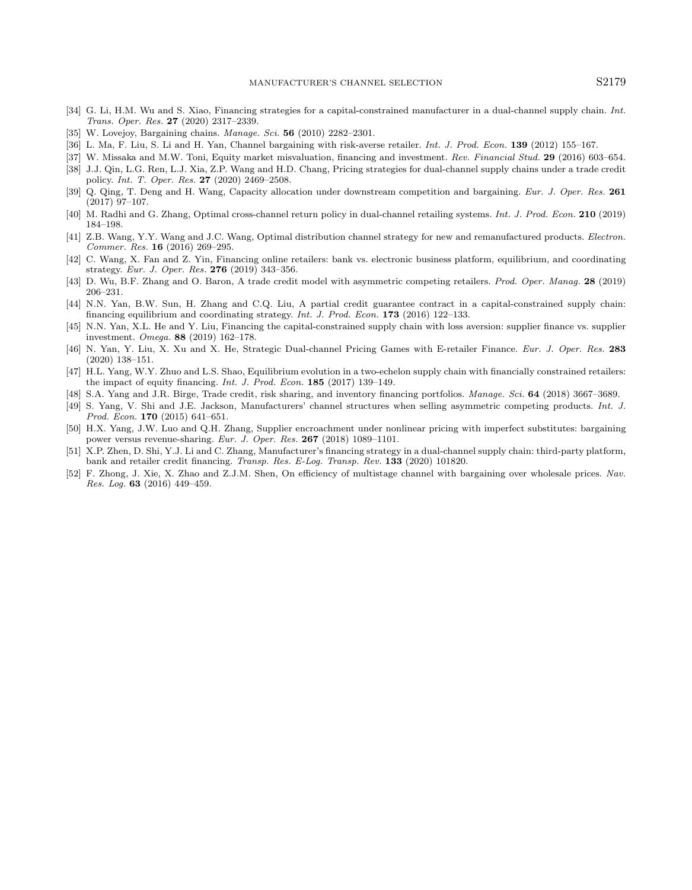[34] G. Li, H.M. Wu and S. Xiao, Financing strategies for a capital-constrained manufacturer in a dual-channel supply chain. *Int. Trans. Oper. Res.* **27** (2020) 2317–2339.

[35] W. Lovejoy, Bargaining chains. *Manage. Sci.* **56** (2010) 2282–2301.

[36] L. Ma, F. Liu, S. Li and H. Yan, Channel bargaining with risk-averse retailer. *Int. J. Prod. Econ.* **139** (2012) 155–167.

[37] W. Missaka and M.W. Toni, Equity market misvaluation, financing and investment. *Rev. Financial Stud.* **29** (2016) 603–654.

[38] J.J. Qin, L.G. Ren, L.J. Xia, Z.P. Wang and H.D. Chang, Pricing strategies for dual-channel supply chains under a trade credit policy. *Int. T. Oper. Res.* **27** (2020) 2469–2508.

[39] Q. Qing, T. Deng and H. Wang, Capacity allocation under downstream competition and bargaining. *Eur. J. Oper. Res.* **261** (2017) 97–107.

[40] M. Radhi and G. Zhang, Optimal cross-channel return policy in dual-channel retailing systems. *Int. J. Prod. Econ.* **210** (2019) 184–198.

[41] Z.B. Wang, Y.Y. Wang and J.C. Wang, Optimal distribution channel strategy for new and remanufactured products. *Electron. Commer. Res.* **16** (2016) 269–295.

[42] C. Wang, X. Fan and Z. Yin, Financing online retailers: bank vs. electronic business platform, equilibrium, and coordinating strategy. *Eur. J. Oper. Res.* **276** (2019) 343–356.

[43] D. Wu, B.F. Zhang and O. Baron, A trade credit model with asymmetric competing retailers. *Prod. Oper. Manag.* **28** (2019) 206–231.

[44] N.N. Yan, B.W. Sun, H. Zhang and C.Q. Liu, A partial credit guarantee contract in a capital-constrained supply chain: financing equilibrium and coordinating strategy. *Int. J. Prod. Econ.* **173** (2016) 122–133.

[45] N.N. Yan, X.L. He and Y. Liu, Financing the capital-constrained supply chain with loss aversion: supplier finance vs. supplier investment. *Omega.* **88** (2019) 162–178.

[46] N. Yan, Y. Liu, X. Xu and X. He, Strategic Dual-channel Pricing Games with E-retailer Finance. *Eur. J. Oper. Res.* **283** (2020) 138–151.

[47] H.L. Yang, W.Y. Zhuo and L.S. Shao, Equilibrium evolution in a two-echelon supply chain with financially constrained retailers: the impact of equity financing. *Int. J. Prod. Econ.* **185** (2017) 139–149.

[48] S.A. Yang and J.R. Birge, Trade credit, risk sharing, and inventory financing portfolios. *Manage. Sci.* **64** (2018) 3667–3689.

[49] S. Yang, V. Shi and J.E. Jackson, Manufacturers' channel structures when selling asymmetric competing products. *Int. J. Prod. Econ.* **170** (2015) 641–651.

[50] H.X. Yang, J.W. Luo and Q.H. Zhang, Supplier encroachment under nonlinear pricing with imperfect substitutes: bargaining power versus revenue-sharing. *Eur. J. Oper. Res.* **267** (2018) 1089–1101.

[51] X.P. Zhen, D. Shi, Y.J. Li and C. Zhang, Manufacturer's financing strategy in a dual-channel supply chain: third-party platform, bank and retailer credit financing. *Transp. Res. E-Log. Transp. Rev.* **133** (2020) 101820.

[52] F. Zhong, J. Xie, X. Zhao and Z.J.M. Shen, On efficiency of multistage channel with bargaining over wholesale prices. *Nav. Res. Log.* **63** (2016) 449–459.